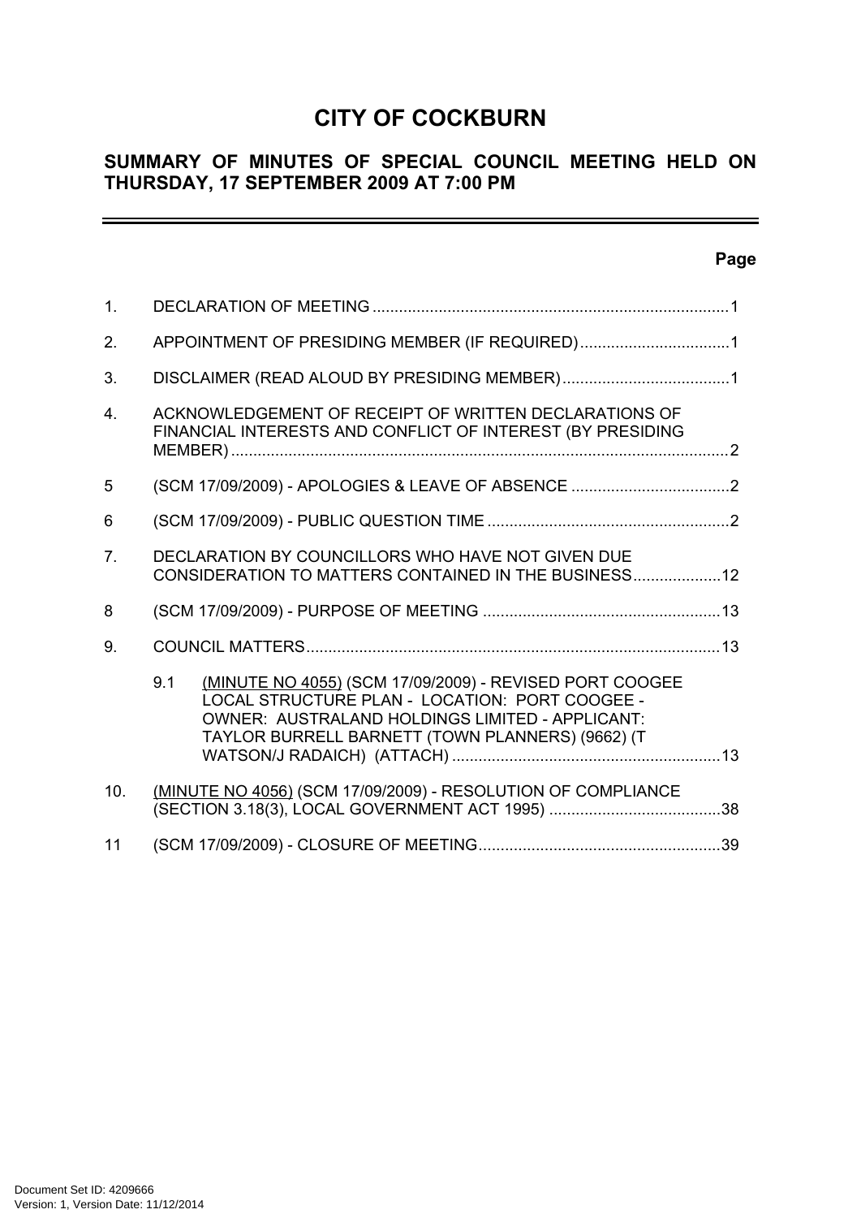# CITY OF COCKBURN

## SUMMARY OF MINUTES OF SPECIAL COUNCIL MEETING HELD ON THURSDAY, 17 SEPTEMBER 2009 AT 7:00 PM

**Page**

| | | |
|---|---|---|
| 1. | DECLARATION OF MEETING | 1 |
| 2. | APPOINTMENT OF PRESIDING MEMBER (IF REQUIRED) | 1 |
| 3. | DISCLAIMER (READ ALOUD BY PRESIDING MEMBER) | 1 |
| 4. | ACKNOWLEDGEMENT OF RECEIPT OF WRITTEN DECLARATIONS OF FINANCIAL INTERESTS AND CONFLICT OF INTEREST (BY PRESIDING MEMBER) | 2 |
| 5 | (SCM 17/09/2009) - APOLOGIES & LEAVE OF ABSENCE | 2 |
| 6 | (SCM 17/09/2009) - PUBLIC QUESTION TIME | 2 |
| 7. | DECLARATION BY COUNCILLORS WHO HAVE NOT GIVEN DUE CONSIDERATION TO MATTERS CONTAINED IN THE BUSINESS | 12 |
| 8 | (SCM 17/09/2009) - PURPOSE OF MEETING | 13 |
| 9. | COUNCIL MATTERS | 13 |
| | 9.1 (MINUTE NO 4055) (SCM 17/09/2009) - REVISED PORT COOGEE LOCAL STRUCTURE PLAN - LOCATION: PORT COOGEE - OWNER: AUSTRALAND HOLDINGS LIMITED - APPLICANT: TAYLOR BURRELL BARNETT (TOWN PLANNERS) (9662) (T WATSON/J RADAICH) (ATTACH) | 13 |
| 10. | (MINUTE NO 4056) (SCM 17/09/2009) - RESOLUTION OF COMPLIANCE (SECTION 3.18(3), LOCAL GOVERNMENT ACT 1995) | 38 |
| 11 | (SCM 17/09/2009) - CLOSURE OF MEETING | 39 |

Document Set ID: 4209666
Version: 1, Version Date: 11/12/2014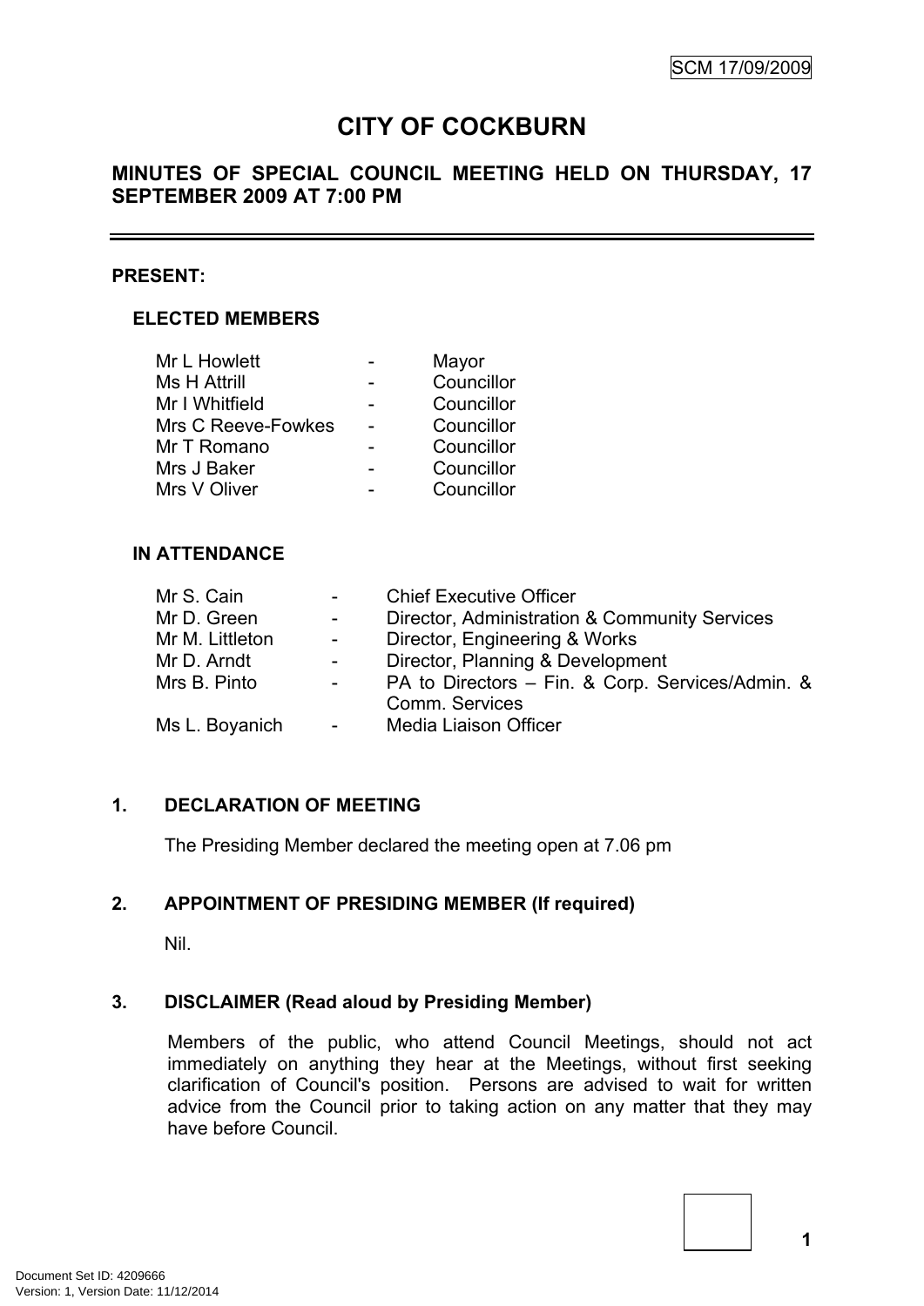# CITY OF COCKBURN

## MINUTES OF SPECIAL COUNCIL MEETING HELD ON THURSDAY, 17 SEPTEMBER 2009 AT 7:00 PM

---

**PRESENT:**

**ELECTED MEMBERS**

| | | |
|---|---|---|
| Mr L Howlett | - | Mayor |
| Ms H Attrill | - | Councillor |
| Mr I Whitfield | - | Councillor |
| Mrs C Reeve-Fowkes | - | Councillor |
| Mr T Romano | - | Councillor |
| Mrs J Baker | - | Councillor |
| Mrs V Oliver | - | Councillor |

**IN ATTENDANCE**

| | | |
|---|---|---|
| Mr S. Cain | - | Chief Executive Officer |
| Mr D. Green | - | Director, Administration & Community Services |
| Mr M. Littleton | - | Director, Engineering & Works |
| Mr D. Arndt | - | Director, Planning & Development |
| Mrs B. Pinto | - | PA to Directors – Fin. & Corp. Services/Admin. & Comm. Services |
| Ms L. Boyanich | - | Media Liaison Officer |

### 1. DECLARATION OF MEETING

The Presiding Member declared the meeting open at 7.06 pm

### 2. APPOINTMENT OF PRESIDING MEMBER (If required)

Nil.

### 3. DISCLAIMER (Read aloud by Presiding Member)

Members of the public, who attend Council Meetings, should not act immediately on anything they hear at the Meetings, without first seeking clarification of Council's position. Persons are advised to wait for written advice from the Council prior to taking action on any matter that they may have before Council.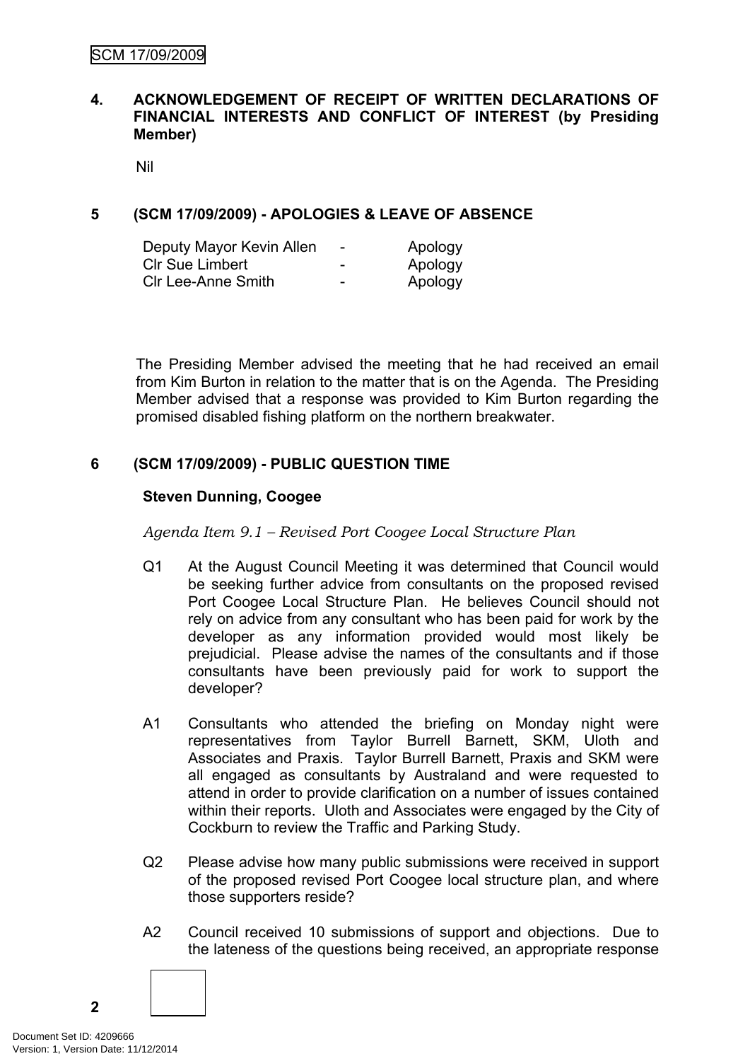## 4. ACKNOWLEDGEMENT OF RECEIPT OF WRITTEN DECLARATIONS OF FINANCIAL INTERESTS AND CONFLICT OF INTEREST (by Presiding Member)

Nil

## 5 (SCM 17/09/2009) - APOLOGIES & LEAVE OF ABSENCE

| | | |
|---|---|---|
| Deputy Mayor Kevin Allen | - | Apology |
| Clr Sue Limbert | - | Apology |
| Clr Lee-Anne Smith | - | Apology |

The Presiding Member advised the meeting that he had received an email from Kim Burton in relation to the matter that is on the Agenda. The Presiding Member advised that a response was provided to Kim Burton regarding the promised disabled fishing platform on the northern breakwater.

## 6 (SCM 17/09/2009) - PUBLIC QUESTION TIME

**Steven Dunning, Coogee**

*Agenda Item 9.1 – Revised Port Coogee Local Structure Plan*

Q1 At the August Council Meeting it was determined that Council would be seeking further advice from consultants on the proposed revised Port Coogee Local Structure Plan. He believes Council should not rely on advice from any consultant who has been paid for work by the developer as any information provided would most likely be prejudicial. Please advise the names of the consultants and if those consultants have been previously paid for work to support the developer?

A1 Consultants who attended the briefing on Monday night were representatives from Taylor Burrell Barnett, SKM, Uloth and Associates and Praxis. Taylor Burrell Barnett, Praxis and SKM were all engaged as consultants by Australand and were requested to attend in order to provide clarification on a number of issues contained within their reports. Uloth and Associates were engaged by the City of Cockburn to review the Traffic and Parking Study.

Q2 Please advise how many public submissions were received in support of the proposed revised Port Coogee local structure plan, and where those supporters reside?

A2 Council received 10 submissions of support and objections. Due to the lateness of the questions being received, an appropriate response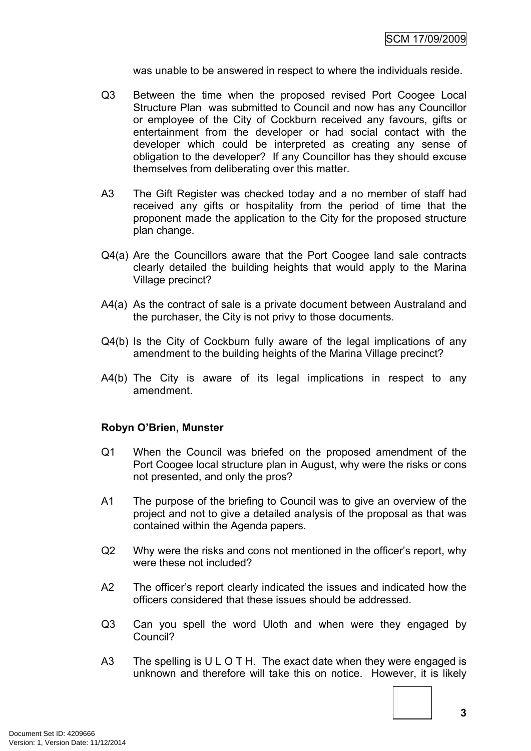was unable to be answered in respect to where the individuals reside.

Q3 Between the time when the proposed revised Port Coogee Local Structure Plan was submitted to Council and now has any Councillor or employee of the City of Cockburn received any favours, gifts or entertainment from the developer or had social contact with the developer which could be interpreted as creating any sense of obligation to the developer? If any Councillor has they should excuse themselves from deliberating over this matter.

A3 The Gift Register was checked today and a no member of staff had received any gifts or hospitality from the period of time that the proponent made the application to the City for the proposed structure plan change.

Q4(a) Are the Councillors aware that the Port Coogee land sale contracts clearly detailed the building heights that would apply to the Marina Village precinct?

A4(a) As the contract of sale is a private document between Australand and the purchaser, the City is not privy to those documents.

Q4(b) Is the City of Cockburn fully aware of the legal implications of any amendment to the building heights of the Marina Village precinct?

A4(b) The City is aware of its legal implications in respect to any amendment.

**Robyn O'Brien, Munster**

Q1 When the Council was briefed on the proposed amendment of the Port Coogee local structure plan in August, why were the risks or cons not presented, and only the pros?

A1 The purpose of the briefing to Council was to give an overview of the project and not to give a detailed analysis of the proposal as that was contained within the Agenda papers.

Q2 Why were the risks and cons not mentioned in the officer's report, why were these not included?

A2 The officer's report clearly indicated the issues and indicated how the officers considered that these issues should be addressed.

Q3 Can you spell the word Uloth and when were they engaged by Council?

A3 The spelling is U L O T H. The exact date when they were engaged is unknown and therefore will take this on notice. However, it is likely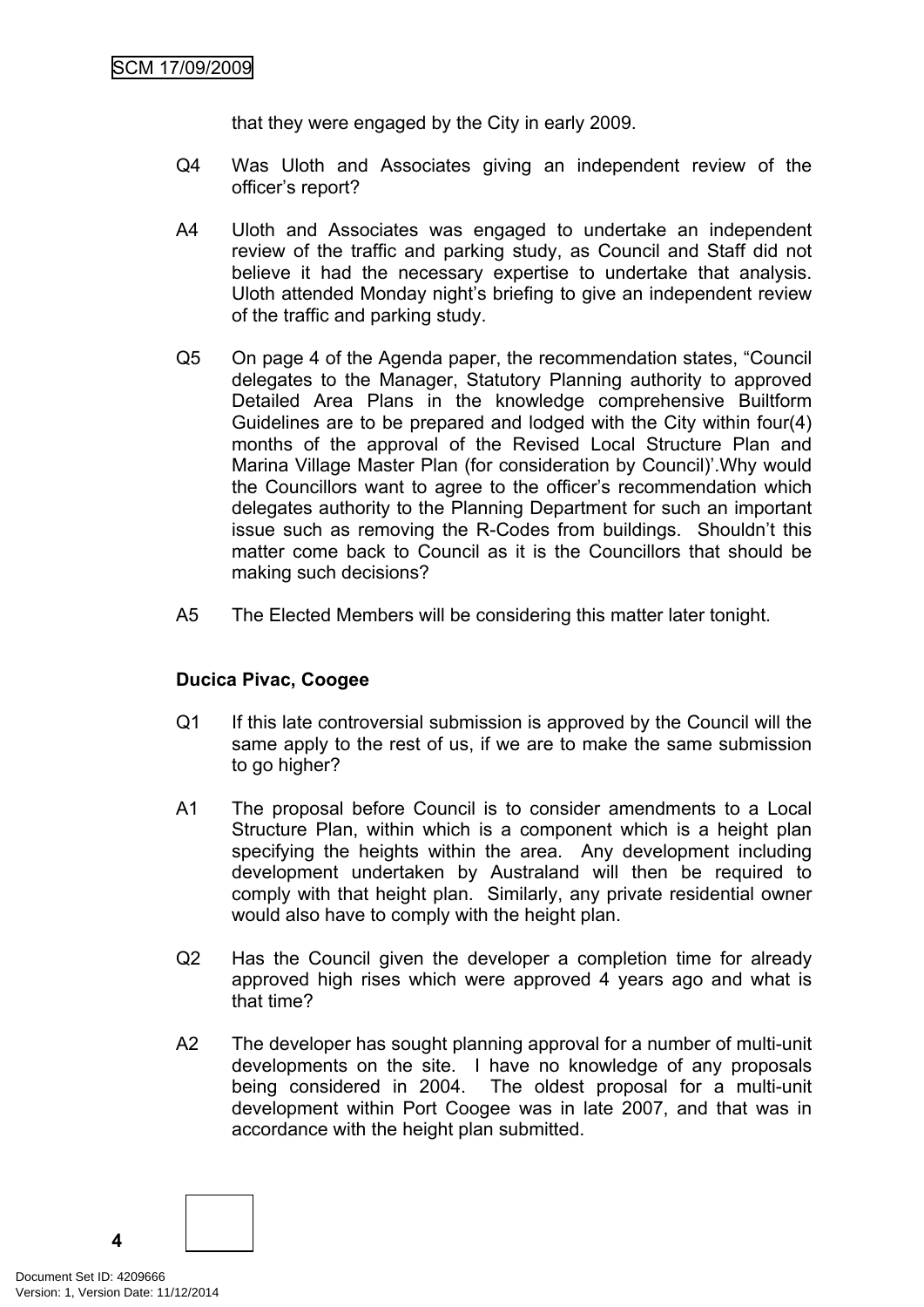that they were engaged by the City in early 2009.

Q4 Was Uloth and Associates giving an independent review of the officer's report?

A4 Uloth and Associates was engaged to undertake an independent review of the traffic and parking study, as Council and Staff did not believe it had the necessary expertise to undertake that analysis. Uloth attended Monday night's briefing to give an independent review of the traffic and parking study.

Q5 On page 4 of the Agenda paper, the recommendation states, "Council delegates to the Manager, Statutory Planning authority to approved Detailed Area Plans in the knowledge comprehensive Builtform Guidelines are to be prepared and lodged with the City within four(4) months of the approval of the Revised Local Structure Plan and Marina Village Master Plan (for consideration by Council)'.Why would the Councillors want to agree to the officer's recommendation which delegates authority to the Planning Department for such an important issue such as removing the R-Codes from buildings. Shouldn't this matter come back to Council as it is the Councillors that should be making such decisions?

A5 The Elected Members will be considering this matter later tonight.

**Ducica Pivac, Coogee**

Q1 If this late controversial submission is approved by the Council will the same apply to the rest of us, if we are to make the same submission to go higher?

A1 The proposal before Council is to consider amendments to a Local Structure Plan, within which is a component which is a height plan specifying the heights within the area. Any development including development undertaken by Australand will then be required to comply with that height plan. Similarly, any private residential owner would also have to comply with the height plan.

Q2 Has the Council given the developer a completion time for already approved high rises which were approved 4 years ago and what is that time?

A2 The developer has sought planning approval for a number of multi-unit developments on the site. I have no knowledge of any proposals being considered in 2004. The oldest proposal for a multi-unit development within Port Coogee was in late 2007, and that was in accordance with the height plan submitted.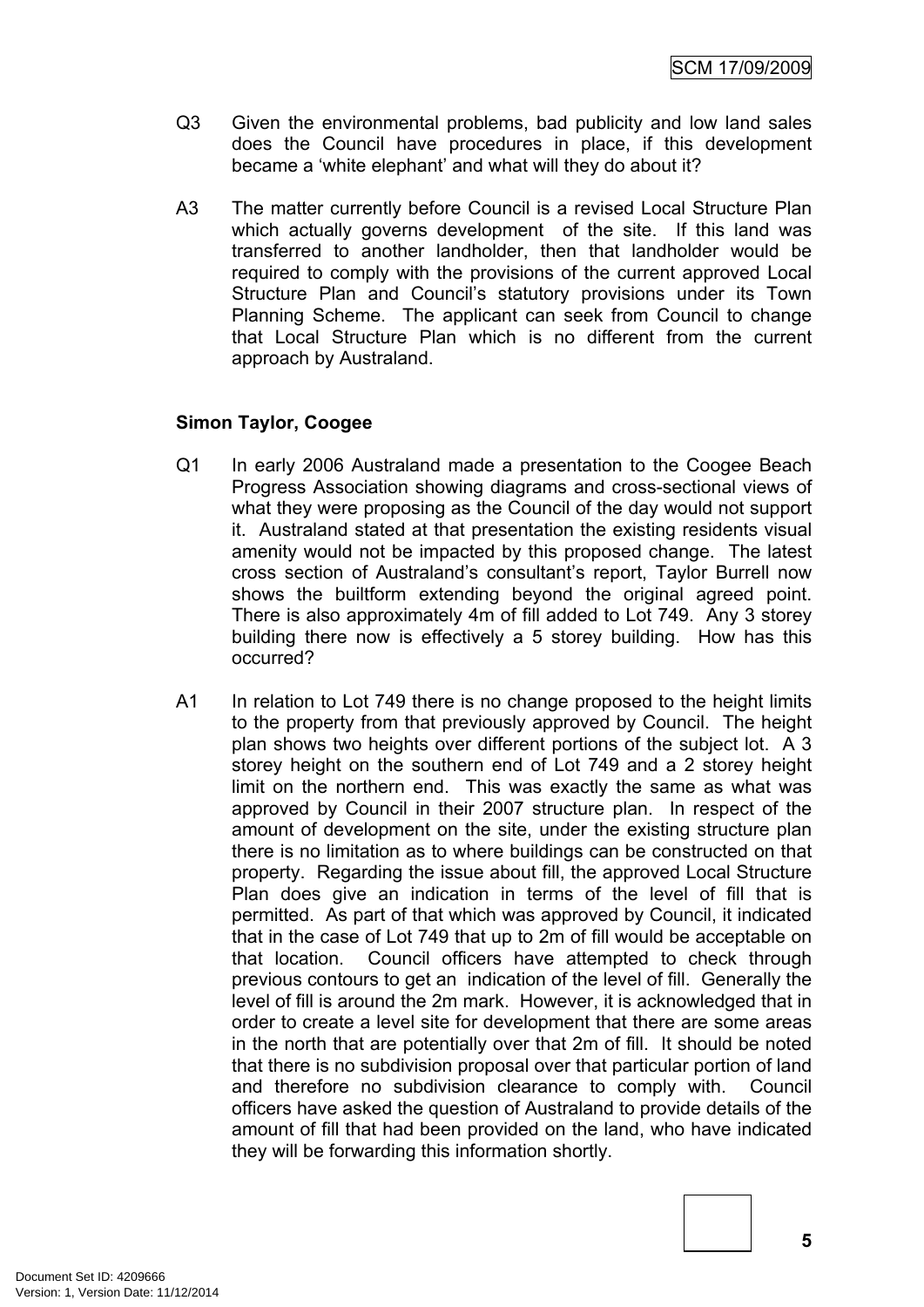Q3 Given the environmental problems, bad publicity and low land sales does the Council have procedures in place, if this development became a 'white elephant' and what will they do about it?

A3 The matter currently before Council is a revised Local Structure Plan which actually governs development of the site. If this land was transferred to another landholder, then that landholder would be required to comply with the provisions of the current approved Local Structure Plan and Council's statutory provisions under its Town Planning Scheme. The applicant can seek from Council to change that Local Structure Plan which is no different from the current approach by Australand.

**Simon Taylor, Coogee**

Q1 In early 2006 Australand made a presentation to the Coogee Beach Progress Association showing diagrams and cross-sectional views of what they were proposing as the Council of the day would not support it. Australand stated at that presentation the existing residents visual amenity would not be impacted by this proposed change. The latest cross section of Australand's consultant's report, Taylor Burrell now shows the builtform extending beyond the original agreed point. There is also approximately 4m of fill added to Lot 749. Any 3 storey building there now is effectively a 5 storey building. How has this occurred?

A1 In relation to Lot 749 there is no change proposed to the height limits to the property from that previously approved by Council. The height plan shows two heights over different portions of the subject lot. A 3 storey height on the southern end of Lot 749 and a 2 storey height limit on the northern end. This was exactly the same as what was approved by Council in their 2007 structure plan. In respect of the amount of development on the site, under the existing structure plan there is no limitation as to where buildings can be constructed on that property. Regarding the issue about fill, the approved Local Structure Plan does give an indication in terms of the level of fill that is permitted. As part of that which was approved by Council, it indicated that in the case of Lot 749 that up to 2m of fill would be acceptable on that location. Council officers have attempted to check through previous contours to get an indication of the level of fill. Generally the level of fill is around the 2m mark. However, it is acknowledged that in order to create a level site for development that there are some areas in the north that are potentially over that 2m of fill. It should be noted that there is no subdivision proposal over that particular portion of land and therefore no subdivision clearance to comply with. Council officers have asked the question of Australand to provide details of the amount of fill that had been provided on the land, who have indicated they will be forwarding this information shortly.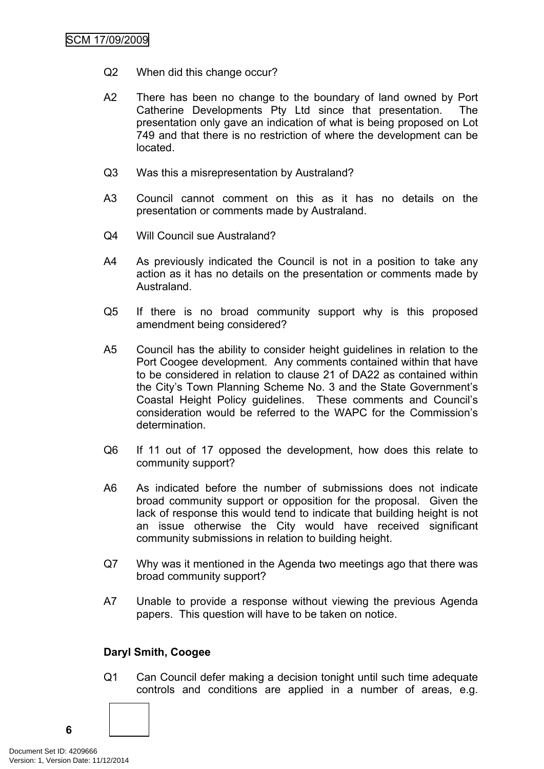Q2 When did this change occur?

A2 There has been no change to the boundary of land owned by Port Catherine Developments Pty Ltd since that presentation. The presentation only gave an indication of what is being proposed on Lot 749 and that there is no restriction of where the development can be located.

Q3 Was this a misrepresentation by Australand?

A3 Council cannot comment on this as it has no details on the presentation or comments made by Australand.

Q4 Will Council sue Australand?

A4 As previously indicated the Council is not in a position to take any action as it has no details on the presentation or comments made by Australand.

Q5 If there is no broad community support why is this proposed amendment being considered?

A5 Council has the ability to consider height guidelines in relation to the Port Coogee development. Any comments contained within that have to be considered in relation to clause 21 of DA22 as contained within the City's Town Planning Scheme No. 3 and the State Government's Coastal Height Policy guidelines. These comments and Council's consideration would be referred to the WAPC for the Commission's determination.

Q6 If 11 out of 17 opposed the development, how does this relate to community support?

A6 As indicated before the number of submissions does not indicate broad community support or opposition for the proposal. Given the lack of response this would tend to indicate that building height is not an issue otherwise the City would have received significant community submissions in relation to building height.

Q7 Why was it mentioned in the Agenda two meetings ago that there was broad community support?

A7 Unable to provide a response without viewing the previous Agenda papers. This question will have to be taken on notice.

**Daryl Smith, Coogee**

Q1 Can Council defer making a decision tonight until such time adequate controls and conditions are applied in a number of areas, e.g.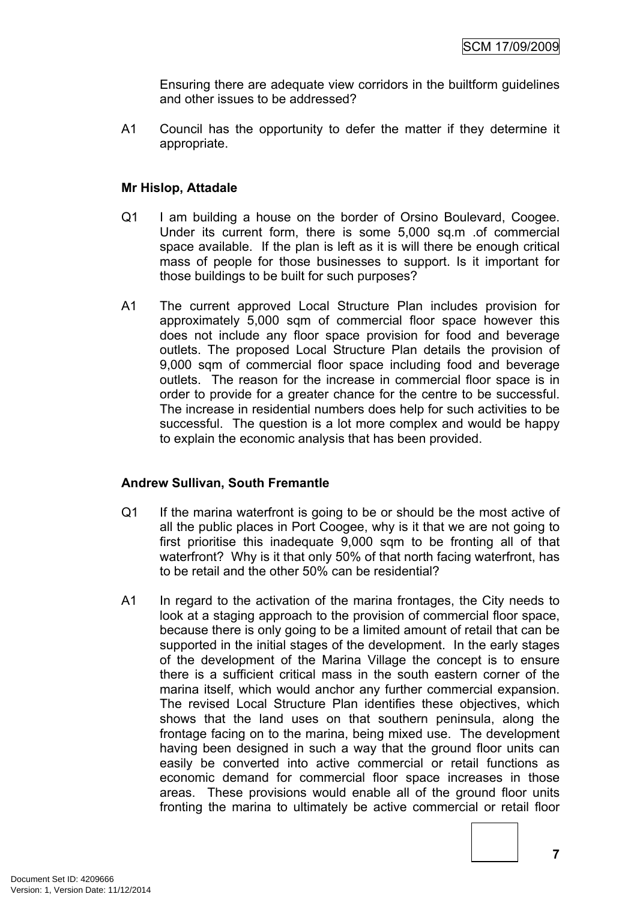Ensuring there are adequate view corridors in the builtform guidelines and other issues to be addressed?

A1 Council has the opportunity to defer the matter if they determine it appropriate.

**Mr Hislop, Attadale**

Q1 I am building a house on the border of Orsino Boulevard, Coogee. Under its current form, there is some 5,000 sq.m .of commercial space available. If the plan is left as it is will there be enough critical mass of people for those businesses to support. Is it important for those buildings to be built for such purposes?

A1 The current approved Local Structure Plan includes provision for approximately 5,000 sqm of commercial floor space however this does not include any floor space provision for food and beverage outlets. The proposed Local Structure Plan details the provision of 9,000 sqm of commercial floor space including food and beverage outlets. The reason for the increase in commercial floor space is in order to provide for a greater chance for the centre to be successful. The increase in residential numbers does help for such activities to be successful. The question is a lot more complex and would be happy to explain the economic analysis that has been provided.

**Andrew Sullivan, South Fremantle**

Q1 If the marina waterfront is going to be or should be the most active of all the public places in Port Coogee, why is it that we are not going to first prioritise this inadequate 9,000 sqm to be fronting all of that waterfront? Why is it that only 50% of that north facing waterfront, has to be retail and the other 50% can be residential?

A1 In regard to the activation of the marina frontages, the City needs to look at a staging approach to the provision of commercial floor space, because there is only going to be a limited amount of retail that can be supported in the initial stages of the development. In the early stages of the development of the Marina Village the concept is to ensure there is a sufficient critical mass in the south eastern corner of the marina itself, which would anchor any further commercial expansion. The revised Local Structure Plan identifies these objectives, which shows that the land uses on that southern peninsula, along the frontage facing on to the marina, being mixed use. The development having been designed in such a way that the ground floor units can easily be converted into active commercial or retail functions as economic demand for commercial floor space increases in those areas. These provisions would enable all of the ground floor units fronting the marina to ultimately be active commercial or retail floor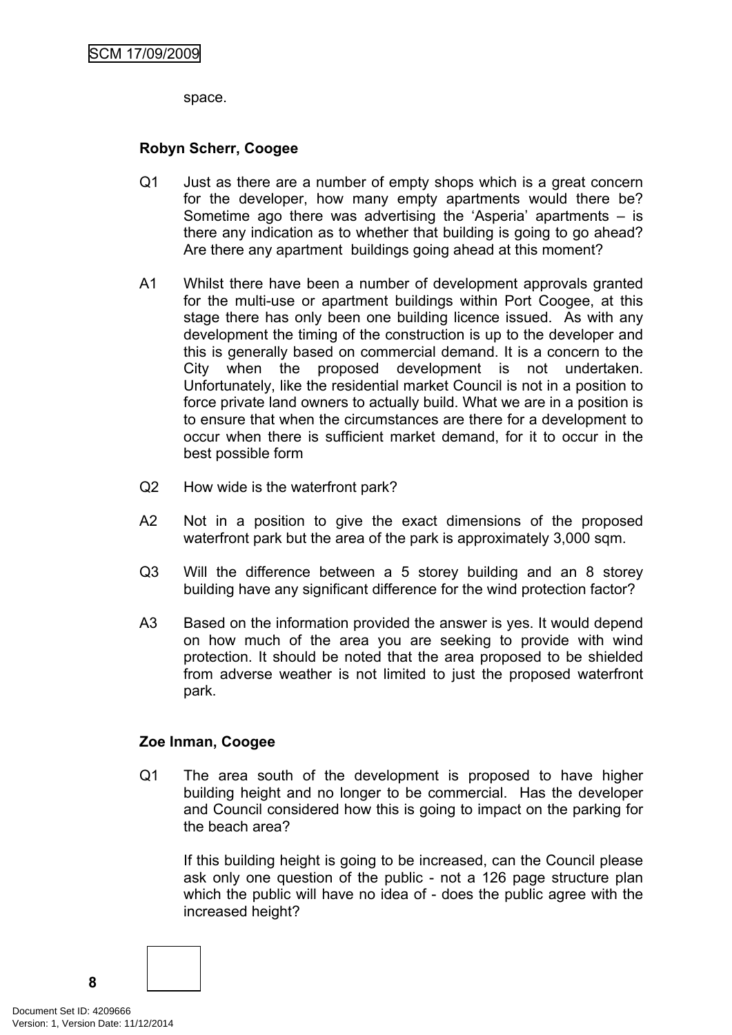space.

**Robyn Scherr, Coogee**

Q1 Just as there are a number of empty shops which is a great concern for the developer, how many empty apartments would there be? Sometime ago there was advertising the 'Asperia' apartments – is there any indication as to whether that building is going to go ahead? Are there any apartment buildings going ahead at this moment?

A1 Whilst there have been a number of development approvals granted for the multi-use or apartment buildings within Port Coogee, at this stage there has only been one building licence issued. As with any development the timing of the construction is up to the developer and this is generally based on commercial demand. It is a concern to the City when the proposed development is not undertaken. Unfortunately, like the residential market Council is not in a position to force private land owners to actually build. What we are in a position is to ensure that when the circumstances are there for a development to occur when there is sufficient market demand, for it to occur in the best possible form

Q2 How wide is the waterfront park?

A2 Not in a position to give the exact dimensions of the proposed waterfront park but the area of the park is approximately 3,000 sqm.

Q3 Will the difference between a 5 storey building and an 8 storey building have any significant difference for the wind protection factor?

A3 Based on the information provided the answer is yes. It would depend on how much of the area you are seeking to provide with wind protection. It should be noted that the area proposed to be shielded from adverse weather is not limited to just the proposed waterfront park.

**Zoe Inman, Coogee**

Q1 The area south of the development is proposed to have higher building height and no longer to be commercial. Has the developer and Council considered how this is going to impact on the parking for the beach area?

If this building height is going to be increased, can the Council please ask only one question of the public - not a 126 page structure plan which the public will have no idea of - does the public agree with the increased height?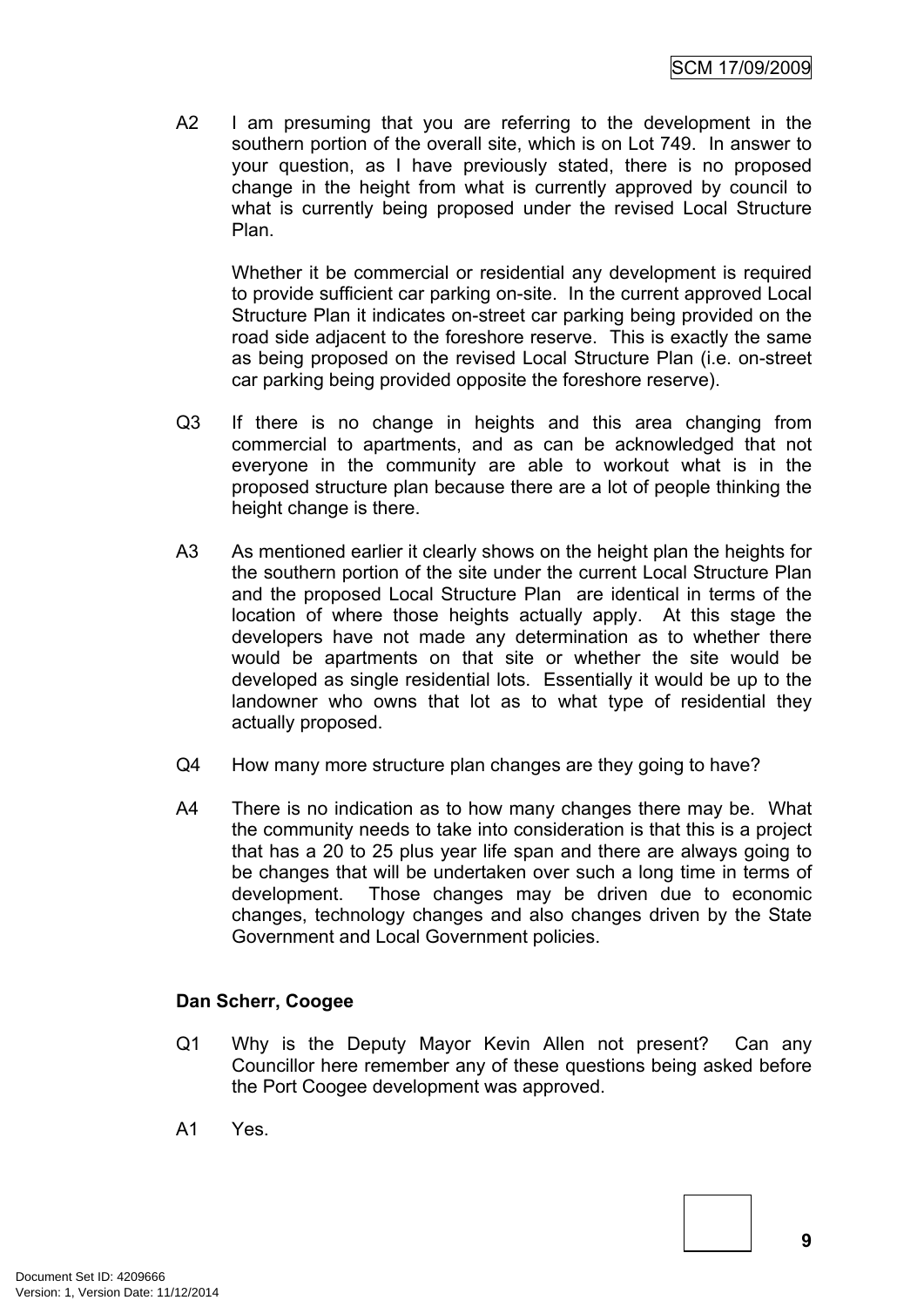A2 I am presuming that you are referring to the development in the southern portion of the overall site, which is on Lot 749. In answer to your question, as I have previously stated, there is no proposed change in the height from what is currently approved by council to what is currently being proposed under the revised Local Structure Plan.

Whether it be commercial or residential any development is required to provide sufficient car parking on-site. In the current approved Local Structure Plan it indicates on-street car parking being provided on the road side adjacent to the foreshore reserve. This is exactly the same as being proposed on the revised Local Structure Plan (i.e. on-street car parking being provided opposite the foreshore reserve).

Q3 If there is no change in heights and this area changing from commercial to apartments, and as can be acknowledged that not everyone in the community are able to workout what is in the proposed structure plan because there are a lot of people thinking the height change is there.

A3 As mentioned earlier it clearly shows on the height plan the heights for the southern portion of the site under the current Local Structure Plan and the proposed Local Structure Plan are identical in terms of the location of where those heights actually apply. At this stage the developers have not made any determination as to whether there would be apartments on that site or whether the site would be developed as single residential lots. Essentially it would be up to the landowner who owns that lot as to what type of residential they actually proposed.

Q4 How many more structure plan changes are they going to have?

A4 There is no indication as to how many changes there may be. What the community needs to take into consideration is that this is a project that has a 20 to 25 plus year life span and there are always going to be changes that will be undertaken over such a long time in terms of development. Those changes may be driven due to economic changes, technology changes and also changes driven by the State Government and Local Government policies.

**Dan Scherr, Coogee**

Q1 Why is the Deputy Mayor Kevin Allen not present? Can any Councillor here remember any of these questions being asked before the Port Coogee development was approved.

A1 Yes.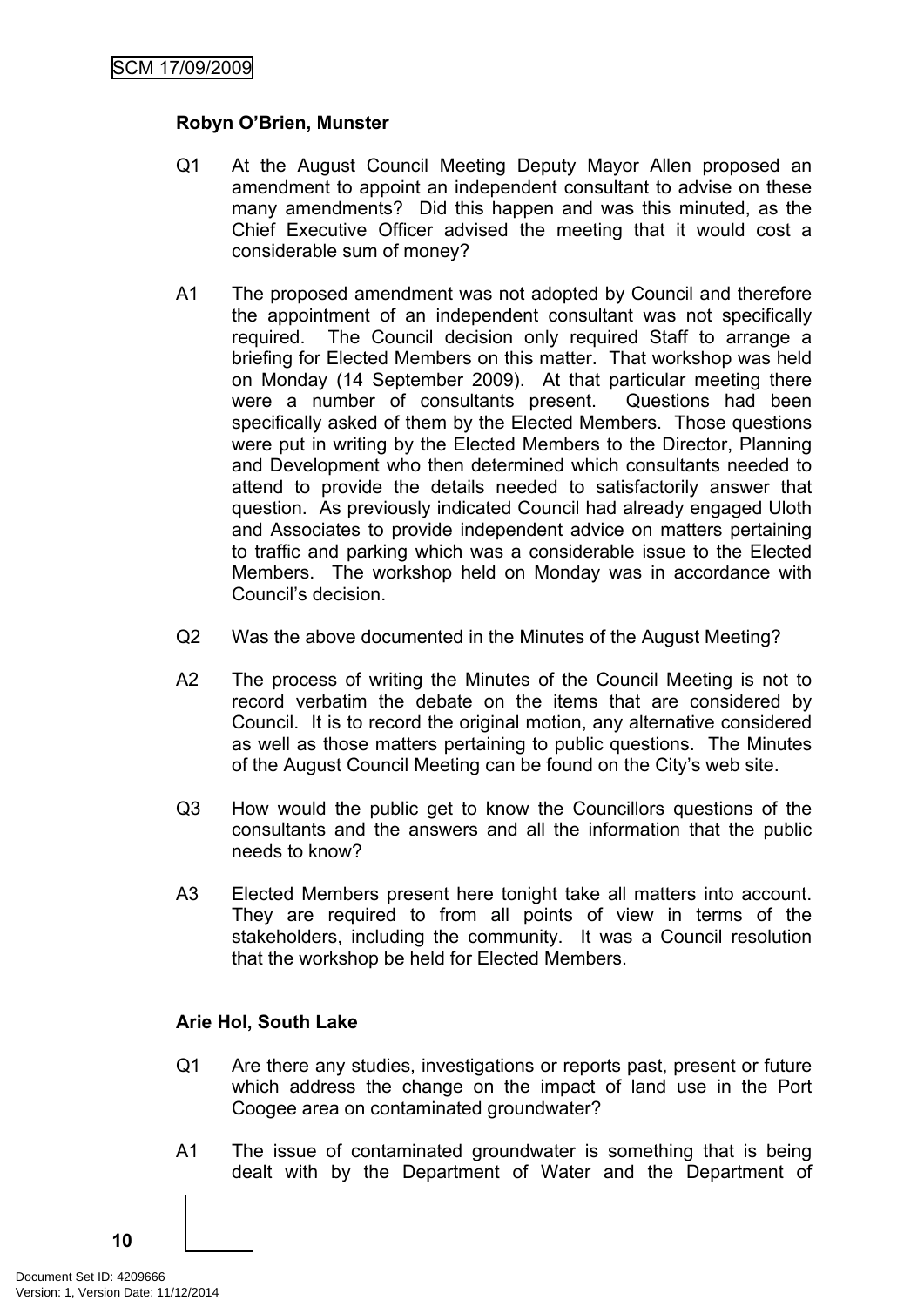**Robyn O'Brien, Munster**

Q1 At the August Council Meeting Deputy Mayor Allen proposed an amendment to appoint an independent consultant to advise on these many amendments? Did this happen and was this minuted, as the Chief Executive Officer advised the meeting that it would cost a considerable sum of money?

A1 The proposed amendment was not adopted by Council and therefore the appointment of an independent consultant was not specifically required. The Council decision only required Staff to arrange a briefing for Elected Members on this matter. That workshop was held on Monday (14 September 2009). At that particular meeting there were a number of consultants present. Questions had been specifically asked of them by the Elected Members. Those questions were put in writing by the Elected Members to the Director, Planning and Development who then determined which consultants needed to attend to provide the details needed to satisfactorily answer that question. As previously indicated Council had already engaged Uloth and Associates to provide independent advice on matters pertaining to traffic and parking which was a considerable issue to the Elected Members. The workshop held on Monday was in accordance with Council's decision.

Q2 Was the above documented in the Minutes of the August Meeting?

A2 The process of writing the Minutes of the Council Meeting is not to record verbatim the debate on the items that are considered by Council. It is to record the original motion, any alternative considered as well as those matters pertaining to public questions. The Minutes of the August Council Meeting can be found on the City's web site.

Q3 How would the public get to know the Councillors questions of the consultants and the answers and all the information that the public needs to know?

A3 Elected Members present here tonight take all matters into account. They are required to from all points of view in terms of the stakeholders, including the community. It was a Council resolution that the workshop be held for Elected Members.

**Arie Hol, South Lake**

Q1 Are there any studies, investigations or reports past, present or future which address the change on the impact of land use in the Port Coogee area on contaminated groundwater?

A1 The issue of contaminated groundwater is something that is being dealt with by the Department of Water and the Department of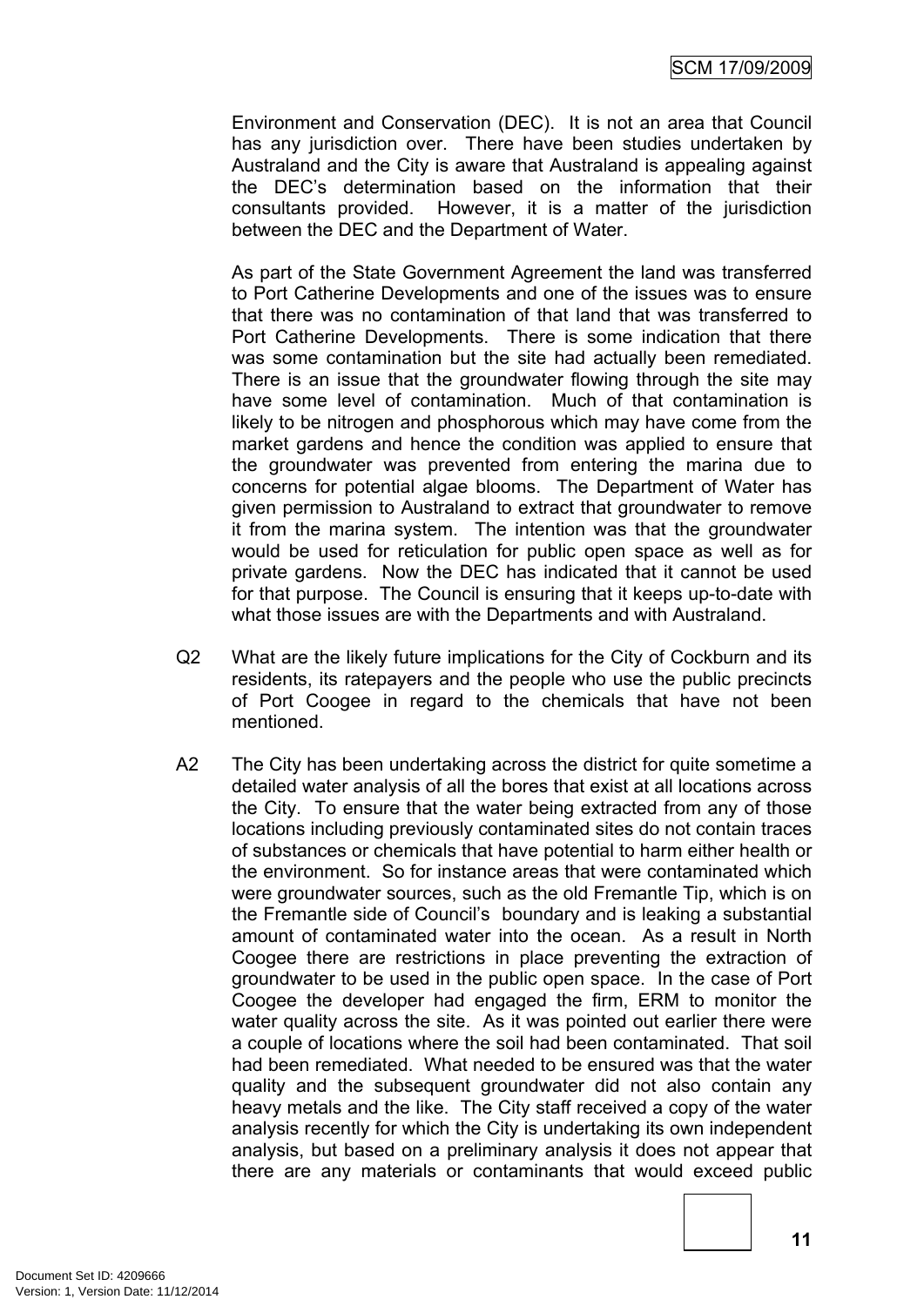Environment and Conservation (DEC). It is not an area that Council has any jurisdiction over. There have been studies undertaken by Australand and the City is aware that Australand is appealing against the DEC's determination based on the information that their consultants provided. However, it is a matter of the jurisdiction between the DEC and the Department of Water.

As part of the State Government Agreement the land was transferred to Port Catherine Developments and one of the issues was to ensure that there was no contamination of that land that was transferred to Port Catherine Developments. There is some indication that there was some contamination but the site had actually been remediated. There is an issue that the groundwater flowing through the site may have some level of contamination. Much of that contamination is likely to be nitrogen and phosphorous which may have come from the market gardens and hence the condition was applied to ensure that the groundwater was prevented from entering the marina due to concerns for potential algae blooms. The Department of Water has given permission to Australand to extract that groundwater to remove it from the marina system. The intention was that the groundwater would be used for reticulation for public open space as well as for private gardens. Now the DEC has indicated that it cannot be used for that purpose. The Council is ensuring that it keeps up-to-date with what those issues are with the Departments and with Australand.

Q2 What are the likely future implications for the City of Cockburn and its residents, its ratepayers and the people who use the public precincts of Port Coogee in regard to the chemicals that have not been mentioned.

A2 The City has been undertaking across the district for quite sometime a detailed water analysis of all the bores that exist at all locations across the City. To ensure that the water being extracted from any of those locations including previously contaminated sites do not contain traces of substances or chemicals that have potential to harm either health or the environment. So for instance areas that were contaminated which were groundwater sources, such as the old Fremantle Tip, which is on the Fremantle side of Council's boundary and is leaking a substantial amount of contaminated water into the ocean. As a result in North Coogee there are restrictions in place preventing the extraction of groundwater to be used in the public open space. In the case of Port Coogee the developer had engaged the firm, ERM to monitor the water quality across the site. As it was pointed out earlier there were a couple of locations where the soil had been contaminated. That soil had been remediated. What needed to be ensured was that the water quality and the subsequent groundwater did not also contain any heavy metals and the like. The City staff received a copy of the water analysis recently for which the City is undertaking its own independent analysis, but based on a preliminary analysis it does not appear that there are any materials or contaminants that would exceed public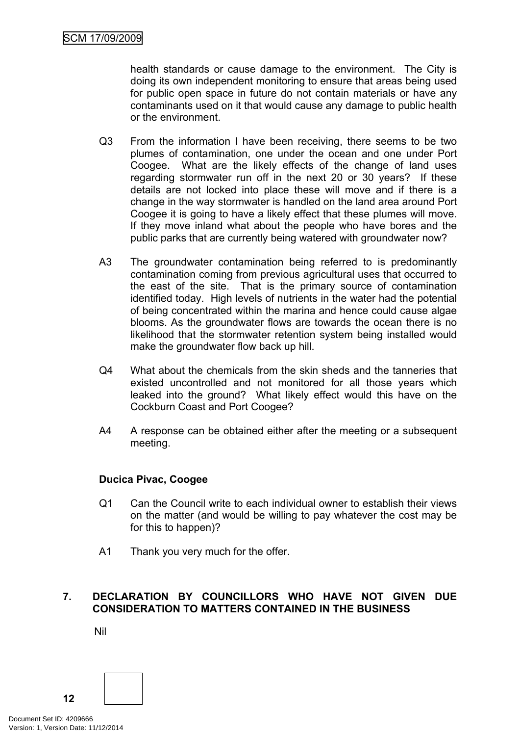health standards or cause damage to the environment. The City is doing its own independent monitoring to ensure that areas being used for public open space in future do not contain materials or have any contaminants used on it that would cause any damage to public health or the environment.

Q3 From the information I have been receiving, there seems to be two plumes of contamination, one under the ocean and one under Port Coogee. What are the likely effects of the change of land uses regarding stormwater run off in the next 20 or 30 years? If these details are not locked into place these will move and if there is a change in the way stormwater is handled on the land area around Port Coogee it is going to have a likely effect that these plumes will move. If they move inland what about the people who have bores and the public parks that are currently being watered with groundwater now?

A3 The groundwater contamination being referred to is predominantly contamination coming from previous agricultural uses that occurred to the east of the site. That is the primary source of contamination identified today. High levels of nutrients in the water had the potential of being concentrated within the marina and hence could cause algae blooms. As the groundwater flows are towards the ocean there is no likelihood that the stormwater retention system being installed would make the groundwater flow back up hill.

Q4 What about the chemicals from the skin sheds and the tanneries that existed uncontrolled and not monitored for all those years which leaked into the ground? What likely effect would this have on the Cockburn Coast and Port Coogee?

A4 A response can be obtained either after the meeting or a subsequent meeting.

**Ducica Pivac, Coogee**

Q1 Can the Council write to each individual owner to establish their views on the matter (and would be willing to pay whatever the cost may be for this to happen)?

A1 Thank you very much for the offer.

## 7. DECLARATION BY COUNCILLORS WHO HAVE NOT GIVEN DUE CONSIDERATION TO MATTERS CONTAINED IN THE BUSINESS

Nil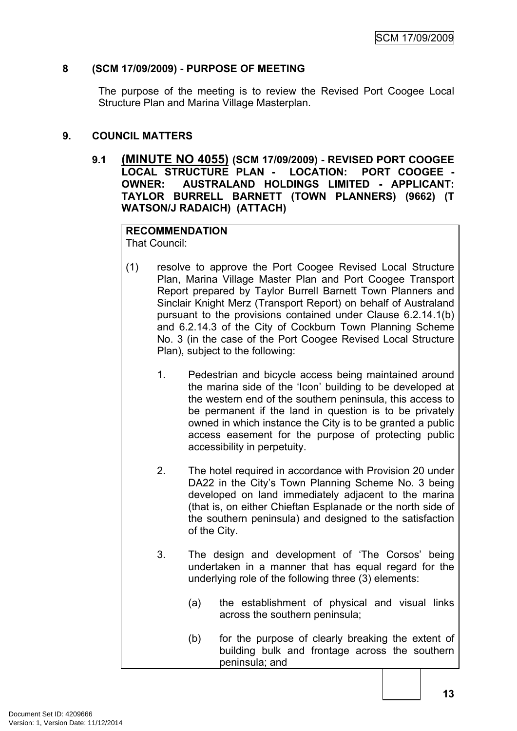## 8 (SCM 17/09/2009) - PURPOSE OF MEETING

The purpose of the meeting is to review the Revised Port Coogee Local Structure Plan and Marina Village Masterplan.

## 9. COUNCIL MATTERS

### 9.1 (MINUTE NO 4055) (SCM 17/09/2009) - REVISED PORT COOGEE LOCAL STRUCTURE PLAN - LOCATION: PORT COOGEE - OWNER: AUSTRALAND HOLDINGS LIMITED - APPLICANT: TAYLOR BURRELL BARNETT (TOWN PLANNERS) (9662) (T WATSON/J RADAICH) (ATTACH)

**RECOMMENDATION**
That Council:

(1) resolve to approve the Port Coogee Revised Local Structure Plan, Marina Village Master Plan and Port Coogee Transport Report prepared by Taylor Burrell Barnett Town Planners and Sinclair Knight Merz (Transport Report) on behalf of Australand pursuant to the provisions contained under Clause 6.2.14.1(b) and 6.2.14.3 of the City of Cockburn Town Planning Scheme No. 3 (in the case of the Port Coogee Revised Local Structure Plan), subject to the following:

1. Pedestrian and bicycle access being maintained around the marina side of the 'Icon' building to be developed at the western end of the southern peninsula, this access to be permanent if the land in question is to be privately owned in which instance the City is to be granted a public access easement for the purpose of protecting public accessibility in perpetuity.

2. The hotel required in accordance with Provision 20 under DA22 in the City's Town Planning Scheme No. 3 being developed on land immediately adjacent to the marina (that is, on either Chieftan Esplanade or the north side of the southern peninsula) and designed to the satisfaction of the City.

3. The design and development of 'The Corsos' being undertaken in a manner that has equal regard for the underlying role of the following three (3) elements:

   (a) the establishment of physical and visual links across the southern peninsula;

   (b) for the purpose of clearly breaking the extent of building bulk and frontage across the southern peninsula; and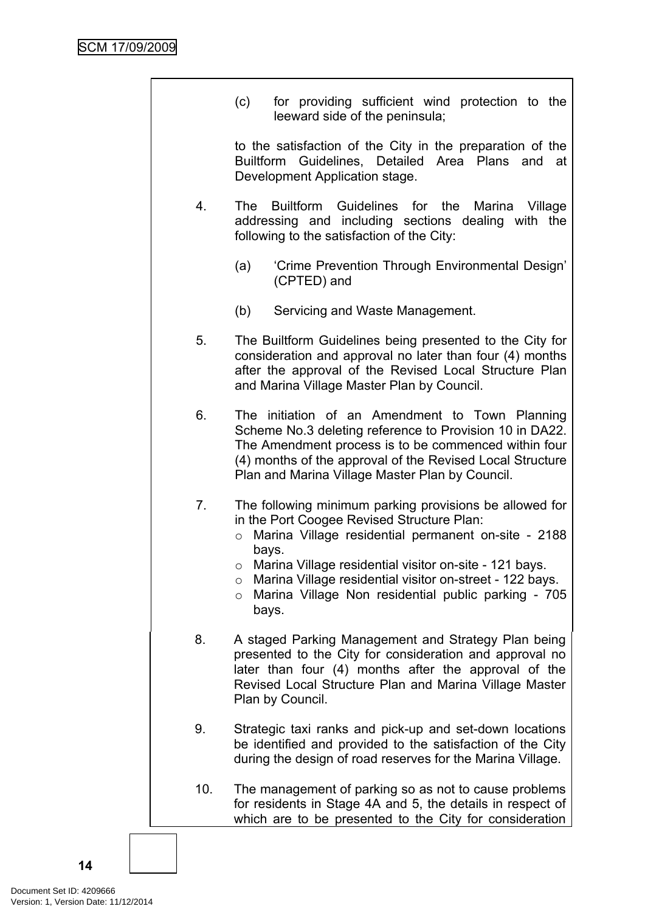(c) for providing sufficient wind protection to the leeward side of the peninsula;

to the satisfaction of the City in the preparation of the Builtform Guidelines, Detailed Area Plans and at Development Application stage.

4. The Builtform Guidelines for the Marina Village addressing and including sections dealing with the following to the satisfaction of the City:

   (a) 'Crime Prevention Through Environmental Design' (CPTED) and

   (b) Servicing and Waste Management.

5. The Builtform Guidelines being presented to the City for consideration and approval no later than four (4) months after the approval of the Revised Local Structure Plan and Marina Village Master Plan by Council.

6. The initiation of an Amendment to Town Planning Scheme No.3 deleting reference to Provision 10 in DA22. The Amendment process is to be commenced within four (4) months of the approval of the Revised Local Structure Plan and Marina Village Master Plan by Council.

7. The following minimum parking provisions be allowed for in the Port Coogee Revised Structure Plan:
   - Marina Village residential permanent on-site - 2188 bays.
   - Marina Village residential visitor on-site - 121 bays.
   - Marina Village residential visitor on-street - 122 bays.
   - Marina Village Non residential public parking - 705 bays.

8. A staged Parking Management and Strategy Plan being presented to the City for consideration and approval no later than four (4) months after the approval of the Revised Local Structure Plan and Marina Village Master Plan by Council.

9. Strategic taxi ranks and pick-up and set-down locations be identified and provided to the satisfaction of the City during the design of road reserves for the Marina Village.

10. The management of parking so as not to cause problems for residents in Stage 4A and 5, the details in respect of which are to be presented to the City for consideration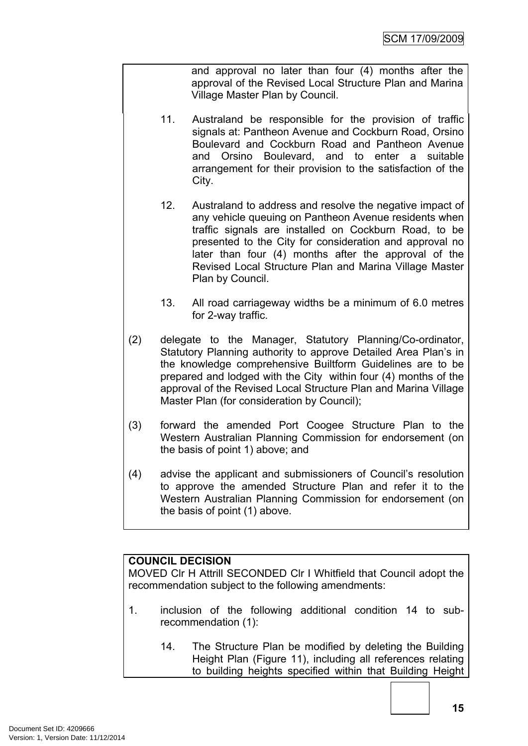and approval no later than four (4) months after the approval of the Revised Local Structure Plan and Marina Village Master Plan by Council.

11. Australand be responsible for the provision of traffic signals at: Pantheon Avenue and Cockburn Road, Orsino Boulevard and Cockburn Road and Pantheon Avenue and Orsino Boulevard, and to enter a suitable arrangement for their provision to the satisfaction of the City.

12. Australand to address and resolve the negative impact of any vehicle queuing on Pantheon Avenue residents when traffic signals are installed on Cockburn Road, to be presented to the City for consideration and approval no later than four (4) months after the approval of the Revised Local Structure Plan and Marina Village Master Plan by Council.

13. All road carriageway widths be a minimum of 6.0 metres for 2-way traffic.

(2) delegate to the Manager, Statutory Planning/Co-ordinator, Statutory Planning authority to approve Detailed Area Plan's in the knowledge comprehensive Builtform Guidelines are to be prepared and lodged with the City within four (4) months of the approval of the Revised Local Structure Plan and Marina Village Master Plan (for consideration by Council);

(3) forward the amended Port Coogee Structure Plan to the Western Australian Planning Commission for endorsement (on the basis of point 1) above; and

(4) advise the applicant and submissioners of Council's resolution to approve the amended Structure Plan and refer it to the Western Australian Planning Commission for endorsement (on the basis of point (1) above.

**COUNCIL DECISION**

MOVED Clr H Attrill SECONDED Clr I Whitfield that Council adopt the recommendation subject to the following amendments:

1. inclusion of the following additional condition 14 to sub-recommendation (1):

 14. The Structure Plan be modified by deleting the Building Height Plan (Figure 11), including all references relating to building heights specified within that Building Height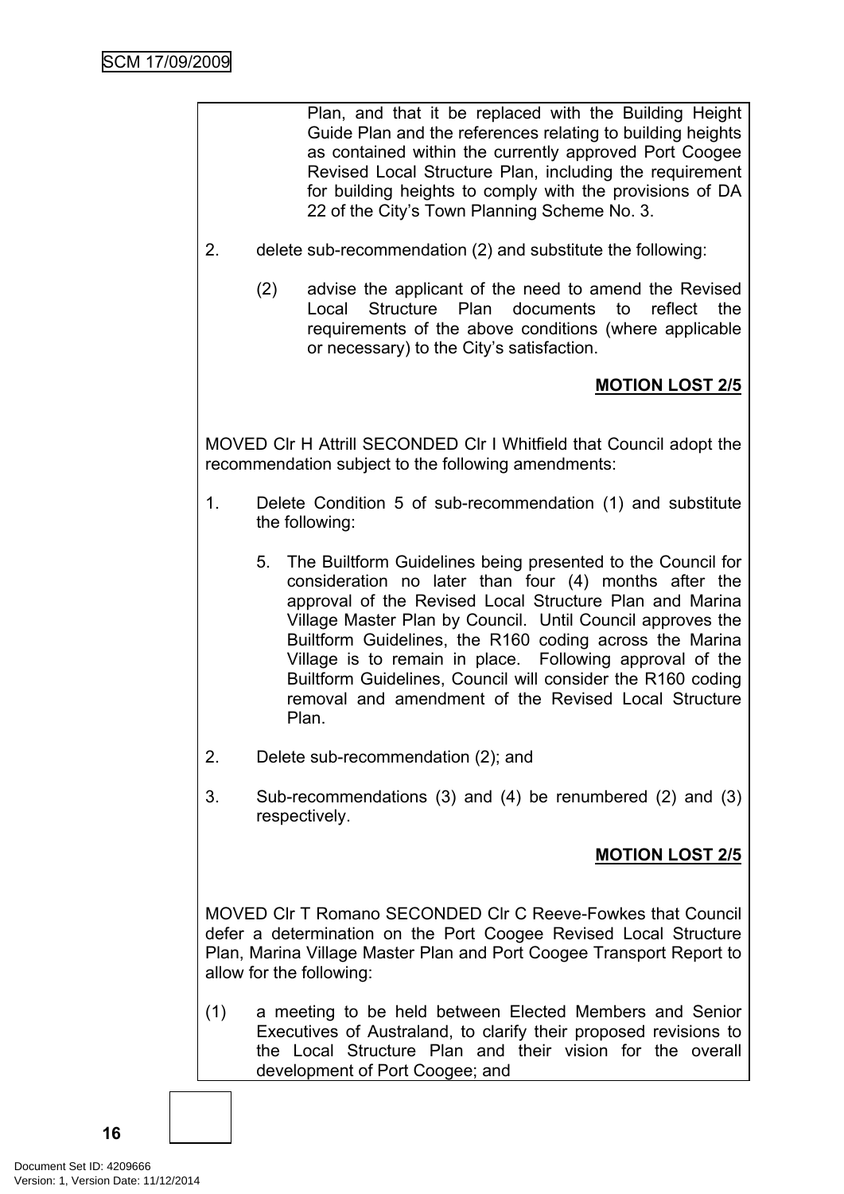Plan, and that it be replaced with the Building Height Guide Plan and the references relating to building heights as contained within the currently approved Port Coogee Revised Local Structure Plan, including the requirement for building heights to comply with the provisions of DA 22 of the City's Town Planning Scheme No. 3.

2. delete sub-recommendation (2) and substitute the following:

   (2) advise the applicant of the need to amend the Revised Local Structure Plan documents to reflect the requirements of the above conditions (where applicable or necessary) to the City's satisfaction.

**MOTION LOST 2/5**

MOVED Clr H Attrill SECONDED Clr I Whitfield that Council adopt the recommendation subject to the following amendments:

1. Delete Condition 5 of sub-recommendation (1) and substitute the following:

   5. The Builtform Guidelines being presented to the Council for consideration no later than four (4) months after the approval of the Revised Local Structure Plan and Marina Village Master Plan by Council. Until Council approves the Builtform Guidelines, the R160 coding across the Marina Village is to remain in place. Following approval of the Builtform Guidelines, Council will consider the R160 coding removal and amendment of the Revised Local Structure Plan.

2. Delete sub-recommendation (2); and

3. Sub-recommendations (3) and (4) be renumbered (2) and (3) respectively.

**MOTION LOST 2/5**

MOVED Clr T Romano SECONDED Clr C Reeve-Fowkes that Council defer a determination on the Port Coogee Revised Local Structure Plan, Marina Village Master Plan and Port Coogee Transport Report to allow for the following:

(1) a meeting to be held between Elected Members and Senior Executives of Australand, to clarify their proposed revisions to the Local Structure Plan and their vision for the overall development of Port Coogee; and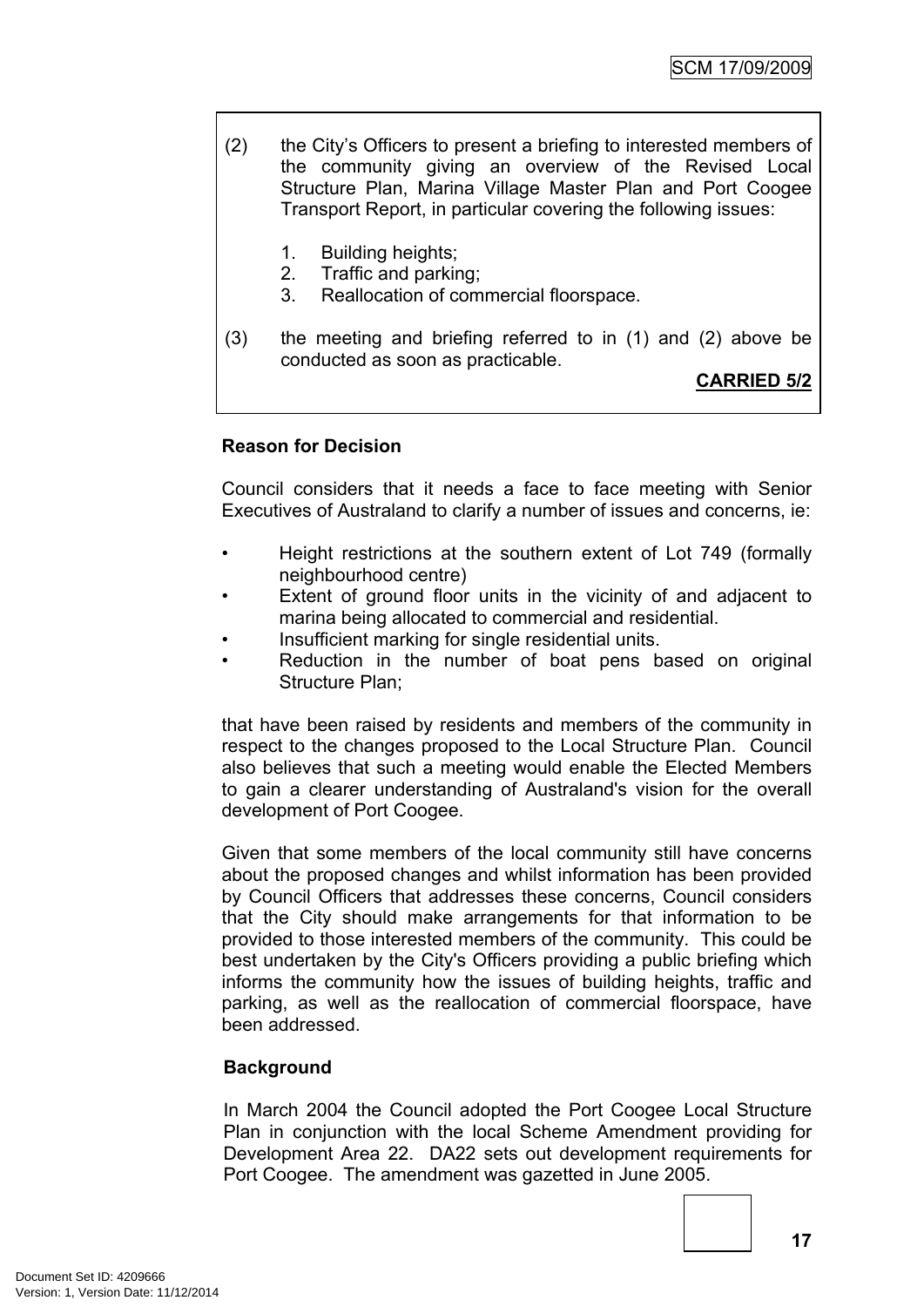(2) the City's Officers to present a briefing to interested members of the community giving an overview of the Revised Local Structure Plan, Marina Village Master Plan and Port Coogee Transport Report, in particular covering the following issues:

1. Building heights;
2. Traffic and parking;
3. Reallocation of commercial floorspace.

(3) the meeting and briefing referred to in (1) and (2) above be conducted as soon as practicable.

**CARRIED 5/2**

**Reason for Decision**

Council considers that it needs a face to face meeting with Senior Executives of Australand to clarify a number of issues and concerns, ie:

- Height restrictions at the southern extent of Lot 749 (formally neighbourhood centre)
- Extent of ground floor units in the vicinity of and adjacent to marina being allocated to commercial and residential.
- Insufficient marking for single residential units.
- Reduction in the number of boat pens based on original Structure Plan;

that have been raised by residents and members of the community in respect to the changes proposed to the Local Structure Plan. Council also believes that such a meeting would enable the Elected Members to gain a clearer understanding of Australand's vision for the overall development of Port Coogee.

Given that some members of the local community still have concerns about the proposed changes and whilst information has been provided by Council Officers that addresses these concerns, Council considers that the City should make arrangements for that information to be provided to those interested members of the community. This could be best undertaken by the City's Officers providing a public briefing which informs the community how the issues of building heights, traffic and parking, as well as the reallocation of commercial floorspace, have been addressed.

**Background**

In March 2004 the Council adopted the Port Coogee Local Structure Plan in conjunction with the local Scheme Amendment providing for Development Area 22. DA22 sets out development requirements for Port Coogee. The amendment was gazetted in June 2005.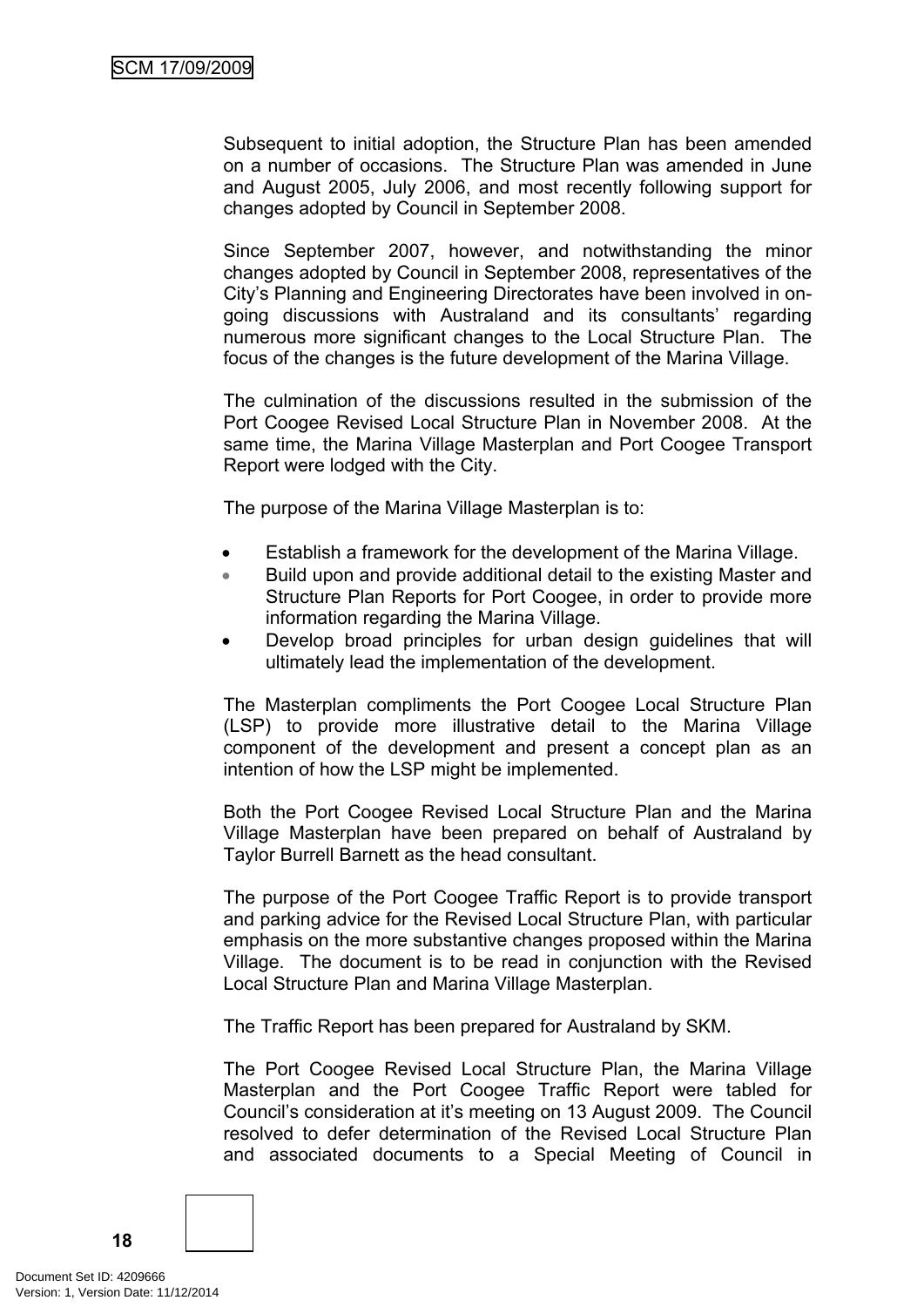Subsequent to initial adoption, the Structure Plan has been amended on a number of occasions. The Structure Plan was amended in June and August 2005, July 2006, and most recently following support for changes adopted by Council in September 2008.

Since September 2007, however, and notwithstanding the minor changes adopted by Council in September 2008, representatives of the City's Planning and Engineering Directorates have been involved in on-going discussions with Australand and its consultants' regarding numerous more significant changes to the Local Structure Plan. The focus of the changes is the future development of the Marina Village.

The culmination of the discussions resulted in the submission of the Port Coogee Revised Local Structure Plan in November 2008. At the same time, the Marina Village Masterplan and Port Coogee Transport Report were lodged with the City.

The purpose of the Marina Village Masterplan is to:

- Establish a framework for the development of the Marina Village.
- Build upon and provide additional detail to the existing Master and Structure Plan Reports for Port Coogee, in order to provide more information regarding the Marina Village.
- Develop broad principles for urban design guidelines that will ultimately lead the implementation of the development.

The Masterplan compliments the Port Coogee Local Structure Plan (LSP) to provide more illustrative detail to the Marina Village component of the development and present a concept plan as an intention of how the LSP might be implemented.

Both the Port Coogee Revised Local Structure Plan and the Marina Village Masterplan have been prepared on behalf of Australand by Taylor Burrell Barnett as the head consultant.

The purpose of the Port Coogee Traffic Report is to provide transport and parking advice for the Revised Local Structure Plan, with particular emphasis on the more substantive changes proposed within the Marina Village. The document is to be read in conjunction with the Revised Local Structure Plan and Marina Village Masterplan.

The Traffic Report has been prepared for Australand by SKM.

The Port Coogee Revised Local Structure Plan, the Marina Village Masterplan and the Port Coogee Traffic Report were tabled for Council's consideration at it's meeting on 13 August 2009. The Council resolved to defer determination of the Revised Local Structure Plan and associated documents to a Special Meeting of Council in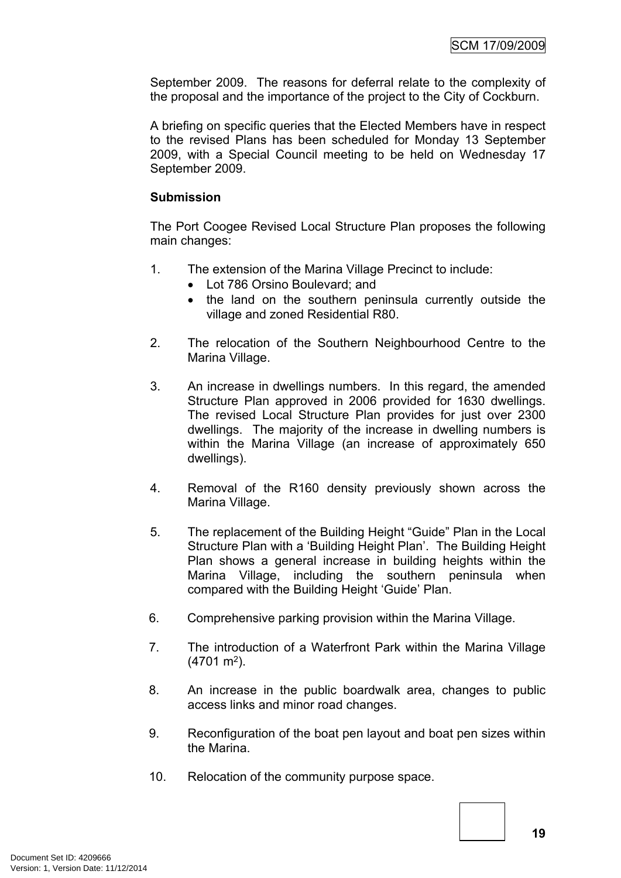September 2009. The reasons for deferral relate to the complexity of the proposal and the importance of the project to the City of Cockburn.

A briefing on specific queries that the Elected Members have in respect to the revised Plans has been scheduled for Monday 13 September 2009, with a Special Council meeting to be held on Wednesday 17 September 2009.

**Submission**

The Port Coogee Revised Local Structure Plan proposes the following main changes:

1. The extension of the Marina Village Precinct to include:
   - Lot 786 Orsino Boulevard; and
   - the land on the southern peninsula currently outside the village and zoned Residential R80.

2. The relocation of the Southern Neighbourhood Centre to the Marina Village.

3. An increase in dwellings numbers. In this regard, the amended Structure Plan approved in 2006 provided for 1630 dwellings. The revised Local Structure Plan provides for just over 2300 dwellings. The majority of the increase in dwelling numbers is within the Marina Village (an increase of approximately 650 dwellings).

4. Removal of the R160 density previously shown across the Marina Village.

5. The replacement of the Building Height "Guide" Plan in the Local Structure Plan with a 'Building Height Plan'. The Building Height Plan shows a general increase in building heights within the Marina Village, including the southern peninsula when compared with the Building Height 'Guide' Plan.

6. Comprehensive parking provision within the Marina Village.

7. The introduction of a Waterfront Park within the Marina Village (4701 m$^2$).

8. An increase in the public boardwalk area, changes to public access links and minor road changes.

9. Reconfiguration of the boat pen layout and boat pen sizes within the Marina.

10. Relocation of the community purpose space.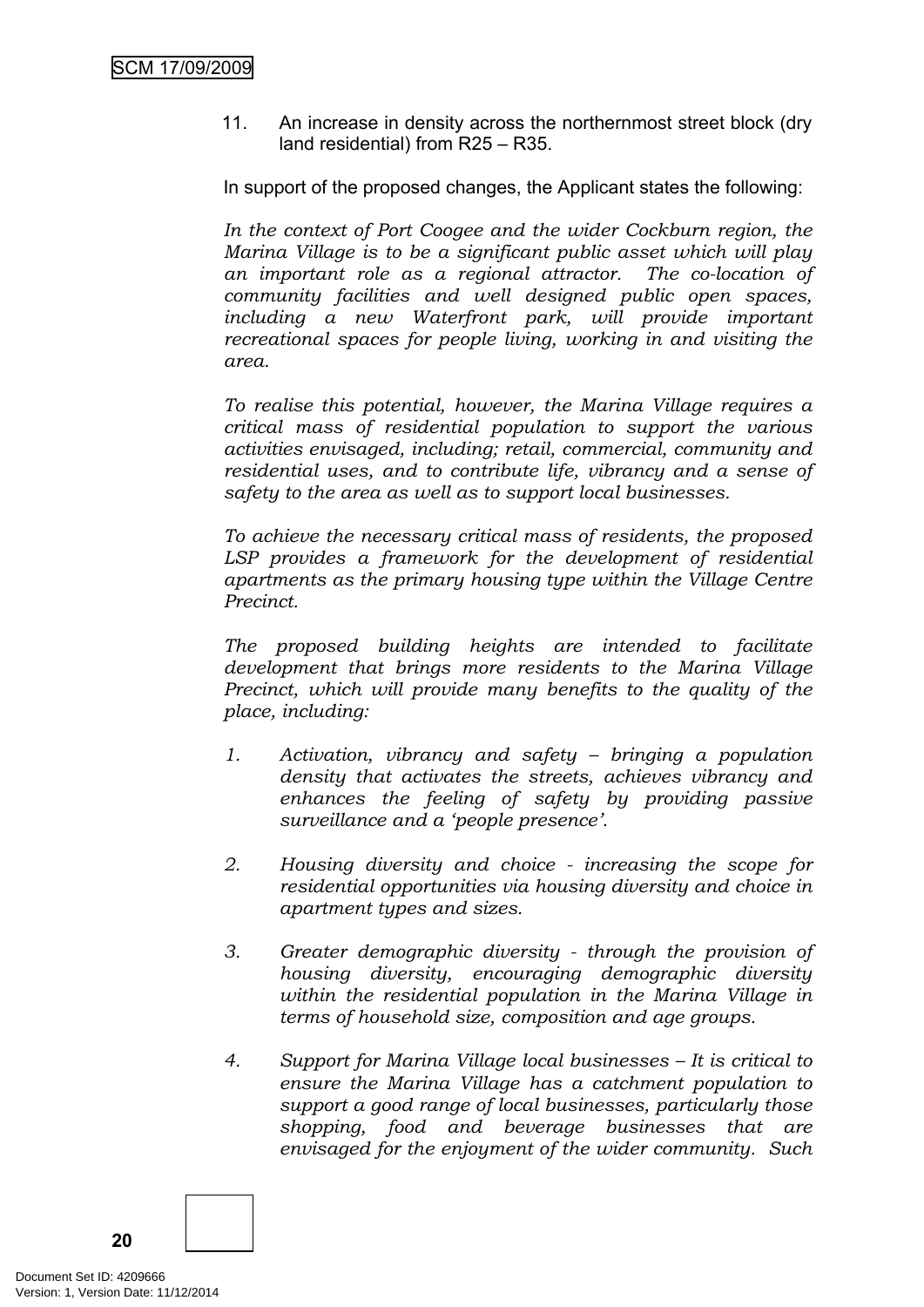11. An increase in density across the northernmost street block (dry land residential) from R25 – R35.

In support of the proposed changes, the Applicant states the following:

*In the context of Port Coogee and the wider Cockburn region, the Marina Village is to be a significant public asset which will play an important role as a regional attractor. The co-location of community facilities and well designed public open spaces, including a new Waterfront park, will provide important recreational spaces for people living, working in and visiting the area.*

*To realise this potential, however, the Marina Village requires a critical mass of residential population to support the various activities envisaged, including; retail, commercial, community and residential uses, and to contribute life, vibrancy and a sense of safety to the area as well as to support local businesses.*

*To achieve the necessary critical mass of residents, the proposed LSP provides a framework for the development of residential apartments as the primary housing type within the Village Centre Precinct.*

*The proposed building heights are intended to facilitate development that brings more residents to the Marina Village Precinct, which will provide many benefits to the quality of the place, including:*

1. *Activation, vibrancy and safety – bringing a population density that activates the streets, achieves vibrancy and enhances the feeling of safety by providing passive surveillance and a 'people presence'.*

2. *Housing diversity and choice - increasing the scope for residential opportunities via housing diversity and choice in apartment types and sizes.*

3. *Greater demographic diversity - through the provision of housing diversity, encouraging demographic diversity within the residential population in the Marina Village in terms of household size, composition and age groups.*

4. *Support for Marina Village local businesses – It is critical to ensure the Marina Village has a catchment population to support a good range of local businesses, particularly those shopping, food and beverage businesses that are envisaged for the enjoyment of the wider community. Such*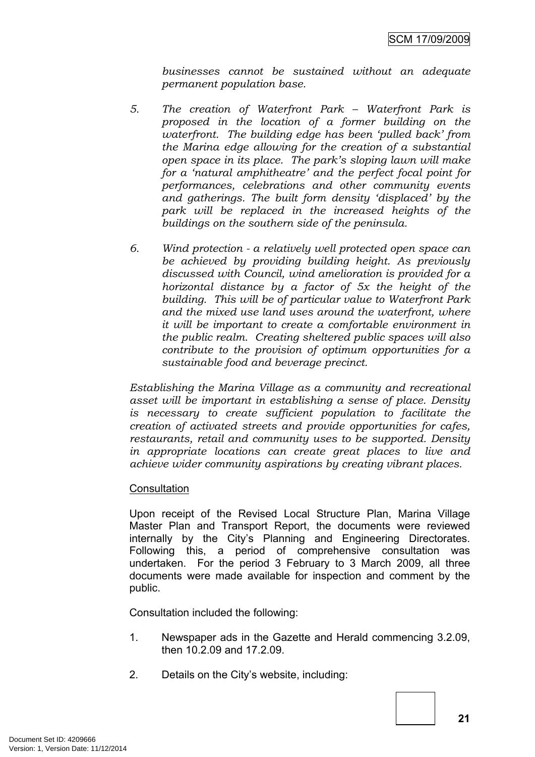*businesses cannot be sustained without an adequate permanent population base.*

5. *The creation of Waterfront Park – Waterfront Park is proposed in the location of a former building on the waterfront. The building edge has been 'pulled back' from the Marina edge allowing for the creation of a substantial open space in its place. The park's sloping lawn will make for a 'natural amphitheatre' and the perfect focal point for performances, celebrations and other community events and gatherings. The built form density 'displaced' by the park will be replaced in the increased heights of the buildings on the southern side of the peninsula.*

6. *Wind protection - a relatively well protected open space can be achieved by providing building height. As previously discussed with Council, wind amelioration is provided for a horizontal distance by a factor of 5x the height of the building. This will be of particular value to Waterfront Park and the mixed use land uses around the waterfront, where it will be important to create a comfortable environment in the public realm. Creating sheltered public spaces will also contribute to the provision of optimum opportunities for a sustainable food and beverage precinct.*

*Establishing the Marina Village as a community and recreational asset will be important in establishing a sense of place. Density is necessary to create sufficient population to facilitate the creation of activated streets and provide opportunities for cafes, restaurants, retail and community uses to be supported. Density in appropriate locations can create great places to live and achieve wider community aspirations by creating vibrant places.*

Consultation

Upon receipt of the Revised Local Structure Plan, Marina Village Master Plan and Transport Report, the documents were reviewed internally by the City's Planning and Engineering Directorates. Following this, a period of comprehensive consultation was undertaken. For the period 3 February to 3 March 2009, all three documents were made available for inspection and comment by the public.

Consultation included the following:

1. Newspaper ads in the Gazette and Herald commencing 3.2.09, then 10.2.09 and 17.2.09.

2. Details on the City's website, including: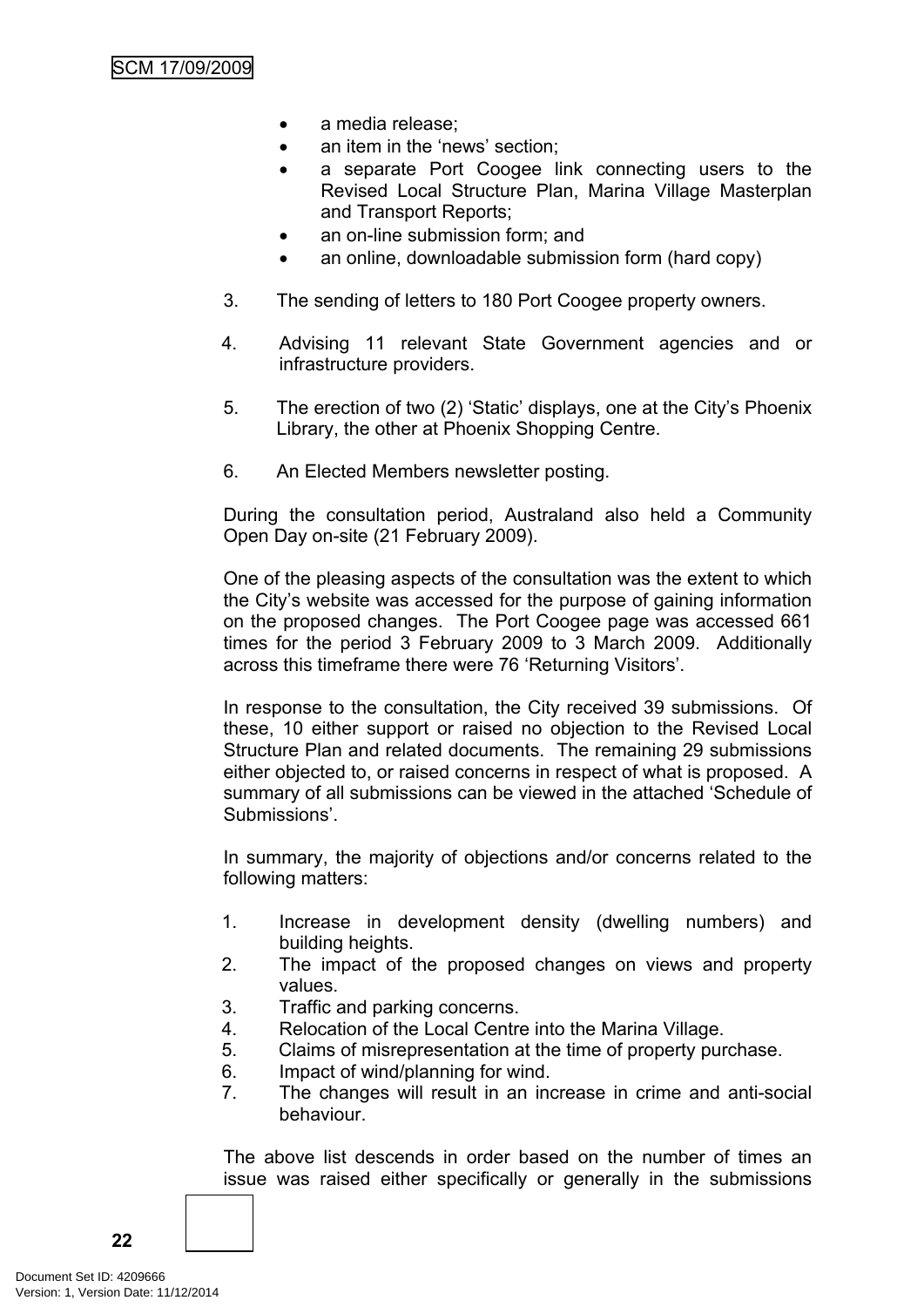- a media release;
- an item in the 'news' section;
- a separate Port Coogee link connecting users to the Revised Local Structure Plan, Marina Village Masterplan and Transport Reports;
- an on-line submission form; and
- an online, downloadable submission form (hard copy)

3. The sending of letters to 180 Port Coogee property owners.

4. Advising 11 relevant State Government agencies and or infrastructure providers.

5. The erection of two (2) 'Static' displays, one at the City's Phoenix Library, the other at Phoenix Shopping Centre.

6. An Elected Members newsletter posting.

During the consultation period, Australand also held a Community Open Day on-site (21 February 2009).

One of the pleasing aspects of the consultation was the extent to which the City's website was accessed for the purpose of gaining information on the proposed changes. The Port Coogee page was accessed 661 times for the period 3 February 2009 to 3 March 2009. Additionally across this timeframe there were 76 'Returning Visitors'.

In response to the consultation, the City received 39 submissions. Of these, 10 either support or raised no objection to the Revised Local Structure Plan and related documents. The remaining 29 submissions either objected to, or raised concerns in respect of what is proposed. A summary of all submissions can be viewed in the attached 'Schedule of Submissions'.

In summary, the majority of objections and/or concerns related to the following matters:

1. Increase in development density (dwelling numbers) and building heights.
2. The impact of the proposed changes on views and property values.
3. Traffic and parking concerns.
4. Relocation of the Local Centre into the Marina Village.
5. Claims of misrepresentation at the time of property purchase.
6. Impact of wind/planning for wind.
7. The changes will result in an increase in crime and anti-social behaviour.

The above list descends in order based on the number of times an issue was raised either specifically or generally in the submissions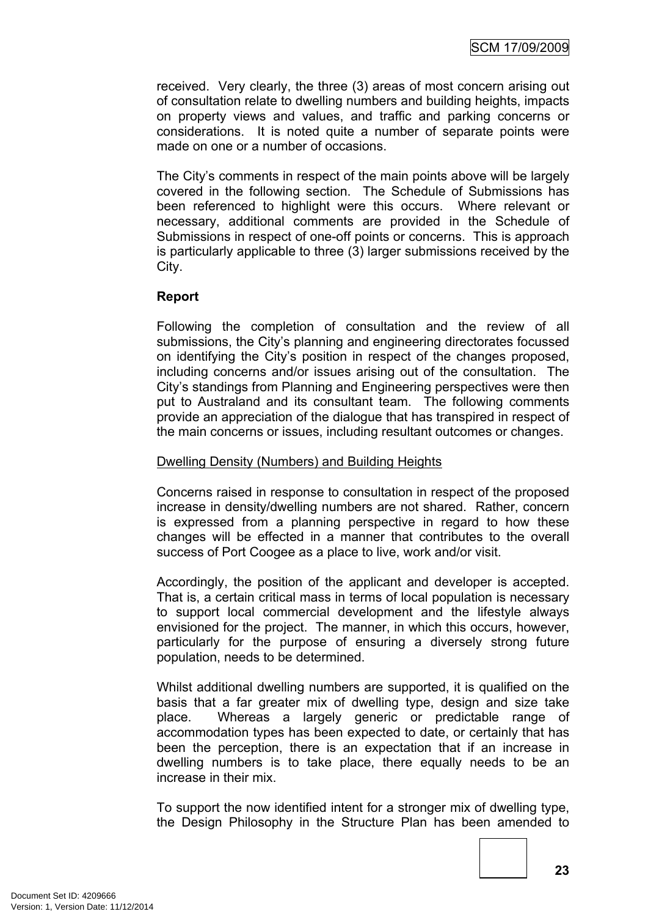received. Very clearly, the three (3) areas of most concern arising out of consultation relate to dwelling numbers and building heights, impacts on property views and values, and traffic and parking concerns or considerations. It is noted quite a number of separate points were made on one or a number of occasions.

The City's comments in respect of the main points above will be largely covered in the following section. The Schedule of Submissions has been referenced to highlight were this occurs. Where relevant or necessary, additional comments are provided in the Schedule of Submissions in respect of one-off points or concerns. This is approach is particularly applicable to three (3) larger submissions received by the City.

**Report**

Following the completion of consultation and the review of all submissions, the City's planning and engineering directorates focussed on identifying the City's position in respect of the changes proposed, including concerns and/or issues arising out of the consultation. The City's standings from Planning and Engineering perspectives were then put to Australand and its consultant team. The following comments provide an appreciation of the dialogue that has transpired in respect of the main concerns or issues, including resultant outcomes or changes.

Dwelling Density (Numbers) and Building Heights

Concerns raised in response to consultation in respect of the proposed increase in density/dwelling numbers are not shared. Rather, concern is expressed from a planning perspective in regard to how these changes will be effected in a manner that contributes to the overall success of Port Coogee as a place to live, work and/or visit.

Accordingly, the position of the applicant and developer is accepted. That is, a certain critical mass in terms of local population is necessary to support local commercial development and the lifestyle always envisioned for the project. The manner, in which this occurs, however, particularly for the purpose of ensuring a diversely strong future population, needs to be determined.

Whilst additional dwelling numbers are supported, it is qualified on the basis that a far greater mix of dwelling type, design and size take place. Whereas a largely generic or predictable range of accommodation types has been expected to date, or certainly that has been the perception, there is an expectation that if an increase in dwelling numbers is to take place, there equally needs to be an increase in their mix.

To support the now identified intent for a stronger mix of dwelling type, the Design Philosophy in the Structure Plan has been amended to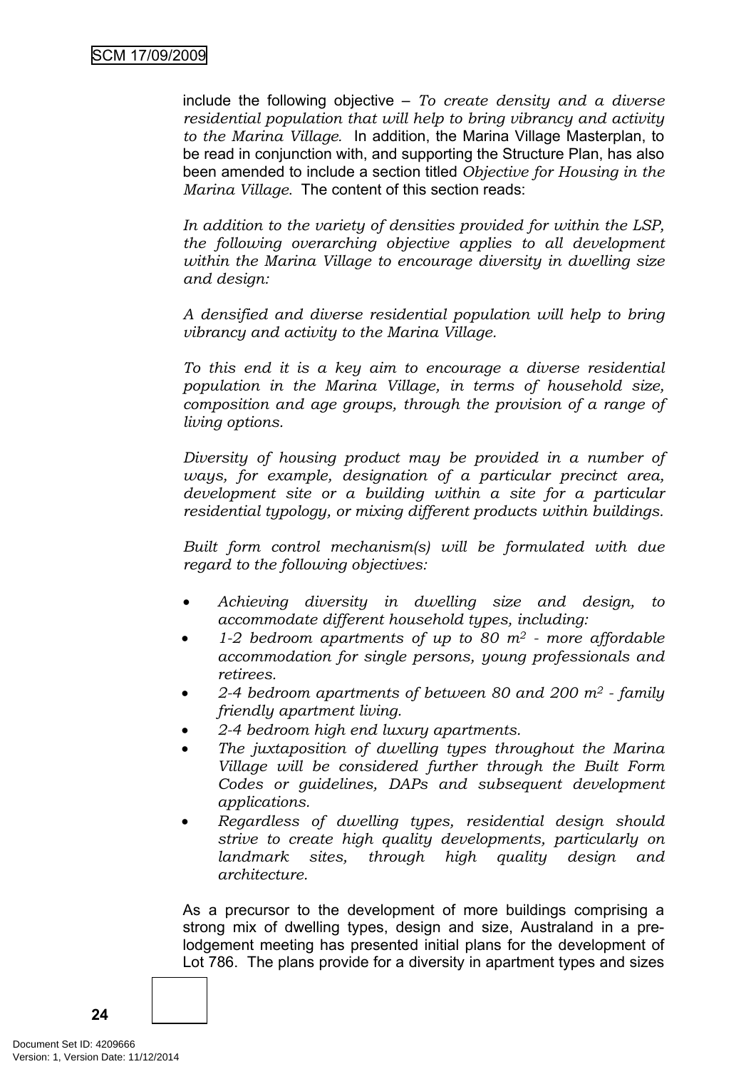include the following objective – *To create density and a diverse residential population that will help to bring vibrancy and activity to the Marina Village.* In addition, the Marina Village Masterplan, to be read in conjunction with, and supporting the Structure Plan, has also been amended to include a section titled *Objective for Housing in the Marina Village*. The content of this section reads:

*In addition to the variety of densities provided for within the LSP, the following overarching objective applies to all development within the Marina Village to encourage diversity in dwelling size and design:*

*A densified and diverse residential population will help to bring vibrancy and activity to the Marina Village.*

*To this end it is a key aim to encourage a diverse residential population in the Marina Village, in terms of household size, composition and age groups, through the provision of a range of living options.*

*Diversity of housing product may be provided in a number of ways, for example, designation of a particular precinct area, development site or a building within a site for a particular residential typology, or mixing different products within buildings.*

*Built form control mechanism(s) will be formulated with due regard to the following objectives:*

- *Achieving diversity in dwelling size and design, to accommodate different household types, including:*
- *1-2 bedroom apartments of up to 80 m² - more affordable accommodation for single persons, young professionals and retirees.*
- *2-4 bedroom apartments of between 80 and 200 m² - family friendly apartment living.*
- *2-4 bedroom high end luxury apartments.*
- *The juxtaposition of dwelling types throughout the Marina Village will be considered further through the Built Form Codes or guidelines, DAPs and subsequent development applications.*
- *Regardless of dwelling types, residential design should strive to create high quality developments, particularly on landmark sites, through high quality design and architecture.*

As a precursor to the development of more buildings comprising a strong mix of dwelling types, design and size, Australand in a pre-lodgement meeting has presented initial plans for the development of Lot 786. The plans provide for a diversity in apartment types and sizes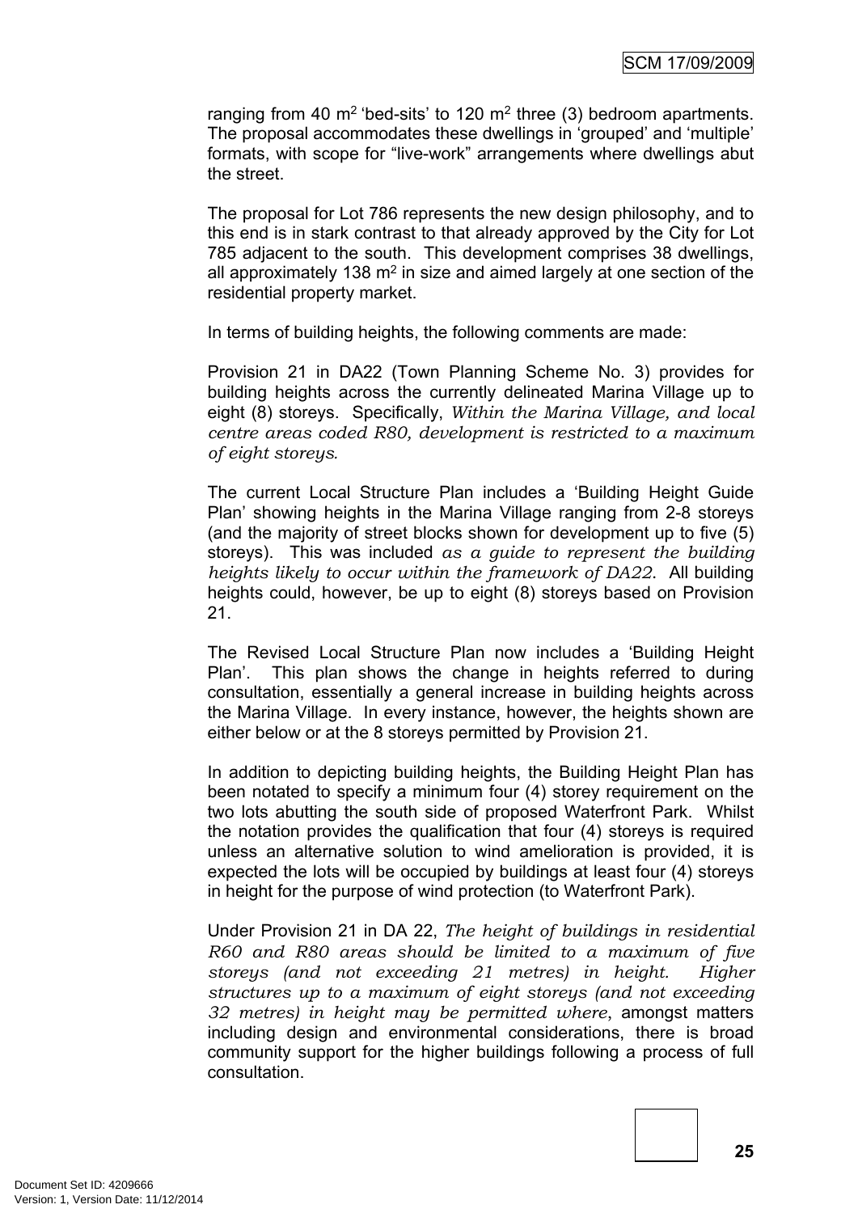ranging from 40 $m^2$ 'bed-sits' to 120 $m^2$ three (3) bedroom apartments. The proposal accommodates these dwellings in 'grouped' and 'multiple' formats, with scope for "live-work" arrangements where dwellings abut the street.

The proposal for Lot 786 represents the new design philosophy, and to this end is in stark contrast to that already approved by the City for Lot 785 adjacent to the south. This development comprises 38 dwellings, all approximately 138 $m^2$ in size and aimed largely at one section of the residential property market.

In terms of building heights, the following comments are made:

Provision 21 in DA22 (Town Planning Scheme No. 3) provides for building heights across the currently delineated Marina Village up to eight (8) storeys. Specifically, *Within the Marina Village, and local centre areas coded R80, development is restricted to a maximum of eight storeys*.

The current Local Structure Plan includes a 'Building Height Guide Plan' showing heights in the Marina Village ranging from 2-8 storeys (and the majority of street blocks shown for development up to five (5) storeys). This was included *as a guide to represent the building heights likely to occur within the framework of DA22*. All building heights could, however, be up to eight (8) storeys based on Provision 21.

The Revised Local Structure Plan now includes a 'Building Height Plan'. This plan shows the change in heights referred to during consultation, essentially a general increase in building heights across the Marina Village. In every instance, however, the heights shown are either below or at the 8 storeys permitted by Provision 21.

In addition to depicting building heights, the Building Height Plan has been notated to specify a minimum four (4) storey requirement on the two lots abutting the south side of proposed Waterfront Park. Whilst the notation provides the qualification that four (4) storeys is required unless an alternative solution to wind amelioration is provided, it is expected the lots will be occupied by buildings at least four (4) storeys in height for the purpose of wind protection (to Waterfront Park).

Under Provision 21 in DA 22, *The height of buildings in residential R60 and R80 areas should be limited to a maximum of five storeys (and not exceeding 21 metres) in height. Higher structures up to a maximum of eight storeys (and not exceeding 32 metres) in height may be permitted where*, amongst matters including design and environmental considerations, there is broad community support for the higher buildings following a process of full consultation.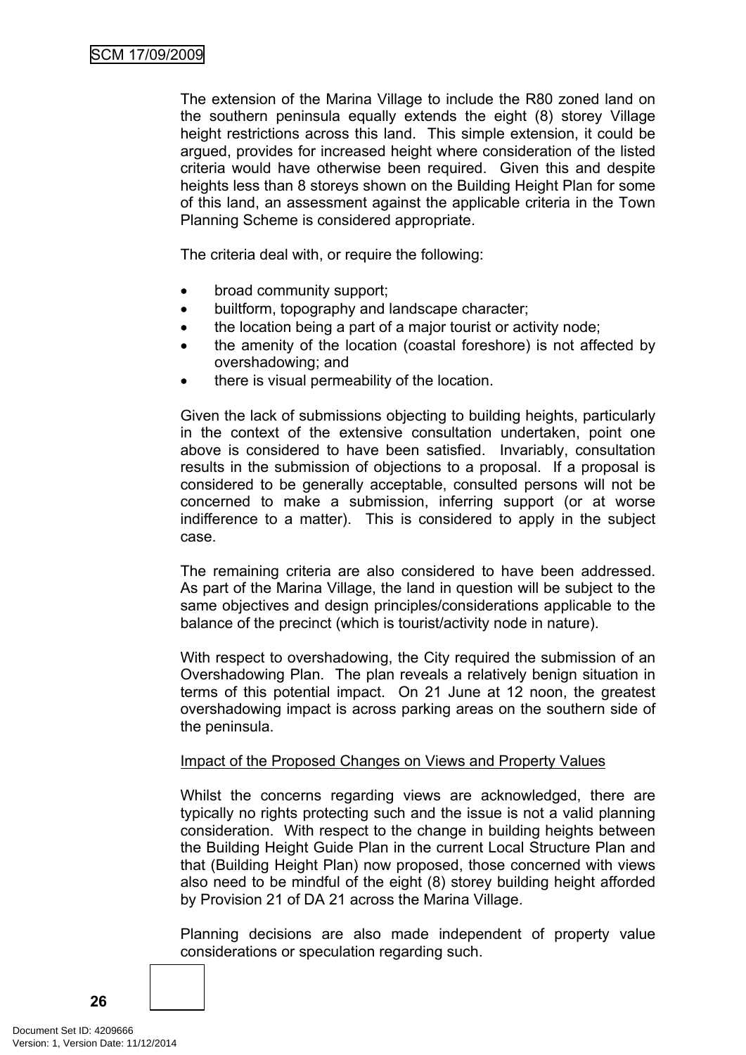The extension of the Marina Village to include the R80 zoned land on the southern peninsula equally extends the eight (8) storey Village height restrictions across this land. This simple extension, it could be argued, provides for increased height where consideration of the listed criteria would have otherwise been required. Given this and despite heights less than 8 storeys shown on the Building Height Plan for some of this land, an assessment against the applicable criteria in the Town Planning Scheme is considered appropriate.

The criteria deal with, or require the following:

- broad community support;
- builtform, topography and landscape character;
- the location being a part of a major tourist or activity node;
- the amenity of the location (coastal foreshore) is not affected by overshadowing; and
- there is visual permeability of the location.

Given the lack of submissions objecting to building heights, particularly in the context of the extensive consultation undertaken, point one above is considered to have been satisfied. Invariably, consultation results in the submission of objections to a proposal. If a proposal is considered to be generally acceptable, consulted persons will not be concerned to make a submission, inferring support (or at worse indifference to a matter). This is considered to apply in the subject case.

The remaining criteria are also considered to have been addressed. As part of the Marina Village, the land in question will be subject to the same objectives and design principles/considerations applicable to the balance of the precinct (which is tourist/activity node in nature).

With respect to overshadowing, the City required the submission of an Overshadowing Plan. The plan reveals a relatively benign situation in terms of this potential impact. On 21 June at 12 noon, the greatest overshadowing impact is across parking areas on the southern side of the peninsula.

Impact of the Proposed Changes on Views and Property Values

Whilst the concerns regarding views are acknowledged, there are typically no rights protecting such and the issue is not a valid planning consideration. With respect to the change in building heights between the Building Height Guide Plan in the current Local Structure Plan and that (Building Height Plan) now proposed, those concerned with views also need to be mindful of the eight (8) storey building height afforded by Provision 21 of DA 21 across the Marina Village.

Planning decisions are also made independent of property value considerations or speculation regarding such.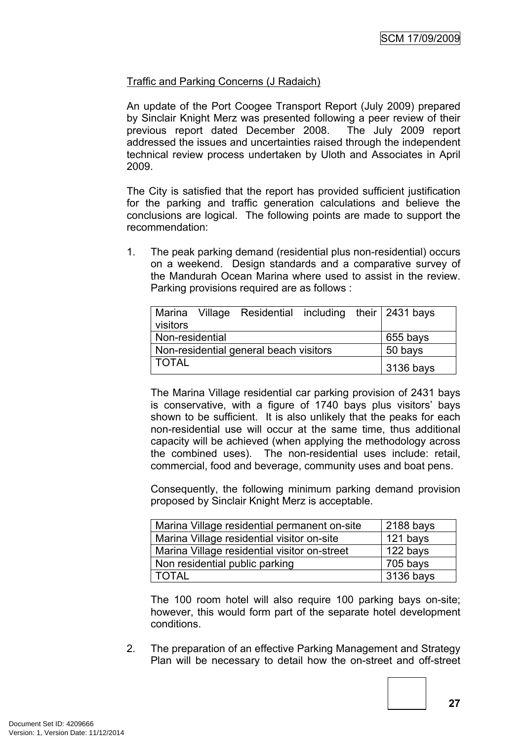Traffic and Parking Concerns (J Radaich)

An update of the Port Coogee Transport Report (July 2009) prepared by Sinclair Knight Merz was presented following a peer review of their previous report dated December 2008. The July 2009 report addressed the issues and uncertainties raised through the independent technical review process undertaken by Uloth and Associates in April 2009.

The City is satisfied that the report has provided sufficient justification for the parking and traffic generation calculations and believe the conclusions are logical. The following points are made to support the recommendation:

1. The peak parking demand (residential plus non-residential) occurs on a weekend. Design standards and a comparative survey of the Mandurah Ocean Marina where used to assist in the review. Parking provisions required are as follows :

   | | |
   |---|---|
   | Marina Village Residential including their visitors | 2431 bays |
   | Non-residential | 655 bays |
   | Non-residential general beach visitors | 50 bays |
   | TOTAL | 3136 bays |

   The Marina Village residential car parking provision of 2431 bays is conservative, with a figure of 1740 bays plus visitors' bays shown to be sufficient. It is also unlikely that the peaks for each non-residential use will occur at the same time, thus additional capacity will be achieved (when applying the methodology across the combined uses). The non-residential uses include: retail, commercial, food and beverage, community uses and boat pens.

   Consequently, the following minimum parking demand provision proposed by Sinclair Knight Merz is acceptable.

   | | |
   |---|---|
   | Marina Village residential permanent on-site | 2188 bays |
   | Marina Village residential visitor on-site | 121 bays |
   | Marina Village residential visitor on-street | 122 bays |
   | Non residential public parking | 705 bays |
   | TOTAL | 3136 bays |

   The 100 room hotel will also require 100 parking bays on-site; however, this would form part of the separate hotel development conditions.

2. The preparation of an effective Parking Management and Strategy Plan will be necessary to detail how the on-street and off-street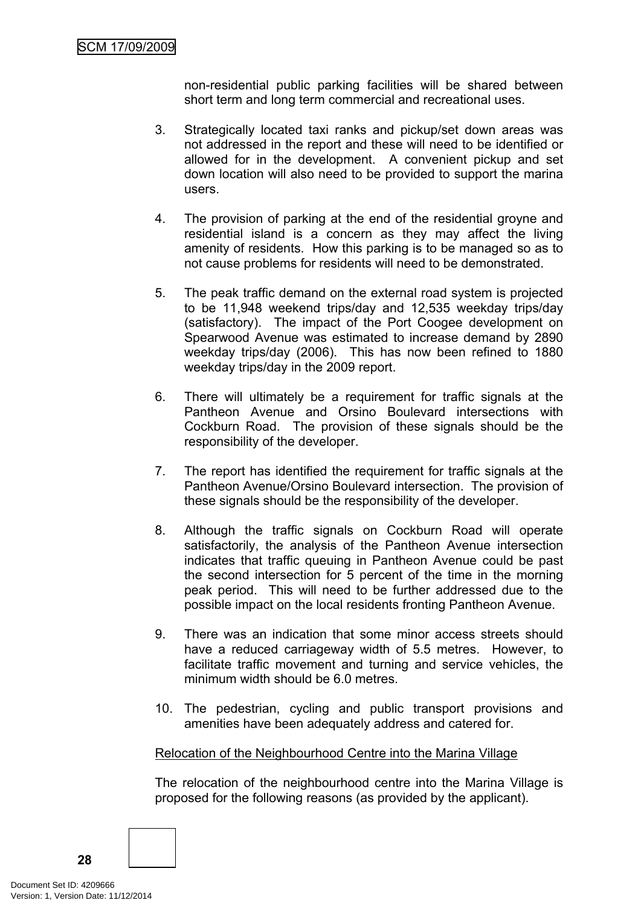non-residential public parking facilities will be shared between short term and long term commercial and recreational uses.

3. Strategically located taxi ranks and pickup/set down areas was not addressed in the report and these will need to be identified or allowed for in the development. A convenient pickup and set down location will also need to be provided to support the marina users.

4. The provision of parking at the end of the residential groyne and residential island is a concern as they may affect the living amenity of residents. How this parking is to be managed so as to not cause problems for residents will need to be demonstrated.

5. The peak traffic demand on the external road system is projected to be 11,948 weekend trips/day and 12,535 weekday trips/day (satisfactory). The impact of the Port Coogee development on Spearwood Avenue was estimated to increase demand by 2890 weekday trips/day (2006). This has now been refined to 1880 weekday trips/day in the 2009 report.

6. There will ultimately be a requirement for traffic signals at the Pantheon Avenue and Orsino Boulevard intersections with Cockburn Road. The provision of these signals should be the responsibility of the developer.

7. The report has identified the requirement for traffic signals at the Pantheon Avenue/Orsino Boulevard intersection. The provision of these signals should be the responsibility of the developer.

8. Although the traffic signals on Cockburn Road will operate satisfactorily, the analysis of the Pantheon Avenue intersection indicates that traffic queuing in Pantheon Avenue could be past the second intersection for 5 percent of the time in the morning peak period. This will need to be further addressed due to the possible impact on the local residents fronting Pantheon Avenue.

9. There was an indication that some minor access streets should have a reduced carriageway width of 5.5 metres. However, to facilitate traffic movement and turning and service vehicles, the minimum width should be 6.0 metres.

10. The pedestrian, cycling and public transport provisions and amenities have been adequately address and catered for.

Relocation of the Neighbourhood Centre into the Marina Village

The relocation of the neighbourhood centre into the Marina Village is proposed for the following reasons (as provided by the applicant).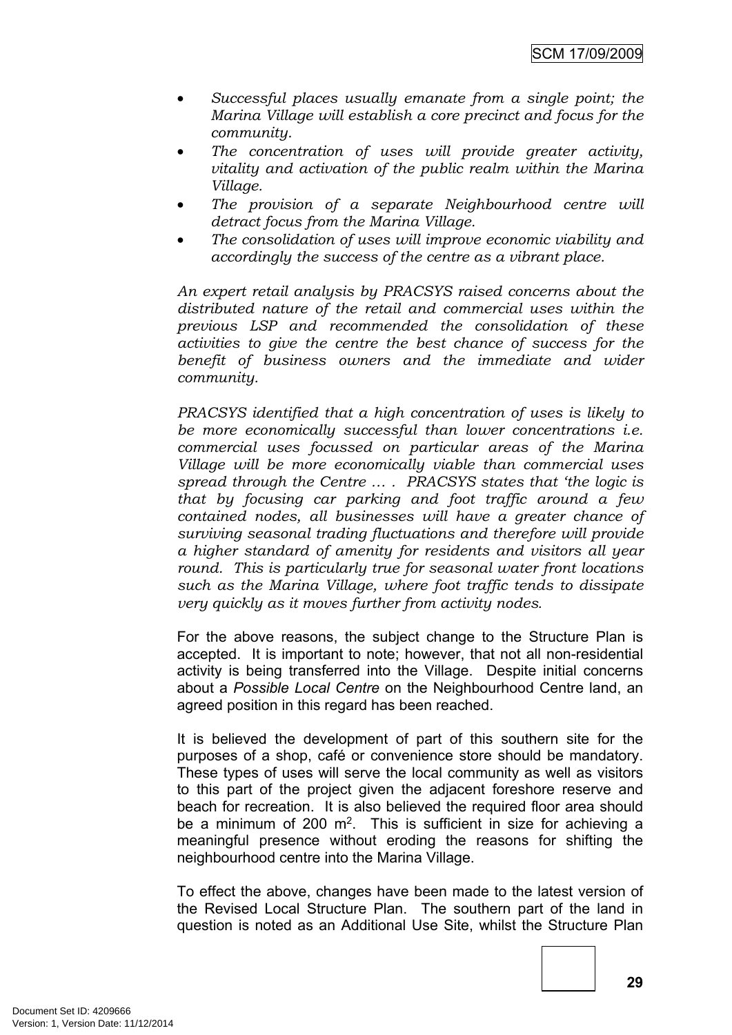- *Successful places usually emanate from a single point; the Marina Village will establish a core precinct and focus for the community.*
- *The concentration of uses will provide greater activity, vitality and activation of the public realm within the Marina Village.*
- *The provision of a separate Neighbourhood centre will detract focus from the Marina Village.*
- *The consolidation of uses will improve economic viability and accordingly the success of the centre as a vibrant place.*

*An expert retail analysis by PRACSYS raised concerns about the distributed nature of the retail and commercial uses within the previous LSP and recommended the consolidation of these activities to give the centre the best chance of success for the benefit of business owners and the immediate and wider community.*

*PRACSYS identified that a high concentration of uses is likely to be more economically successful than lower concentrations i.e. commercial uses focussed on particular areas of the Marina Village will be more economically viable than commercial uses spread through the Centre … . PRACSYS states that 'the logic is that by focusing car parking and foot traffic around a few contained nodes, all businesses will have a greater chance of surviving seasonal trading fluctuations and therefore will provide a higher standard of amenity for residents and visitors all year round. This is particularly true for seasonal water front locations such as the Marina Village, where foot traffic tends to dissipate very quickly as it moves further from activity nodes.*

For the above reasons, the subject change to the Structure Plan is accepted. It is important to note; however, that not all non-residential activity is being transferred into the Village. Despite initial concerns about a *Possible Local Centre* on the Neighbourhood Centre land, an agreed position in this regard has been reached.

It is believed the development of part of this southern site for the purposes of a shop, café or convenience store should be mandatory. These types of uses will serve the local community as well as visitors to this part of the project given the adjacent foreshore reserve and beach for recreation. It is also believed the required floor area should be a minimum of 200 m$^2$. This is sufficient in size for achieving a meaningful presence without eroding the reasons for shifting the neighbourhood centre into the Marina Village.

To effect the above, changes have been made to the latest version of the Revised Local Structure Plan. The southern part of the land in question is noted as an Additional Use Site, whilst the Structure Plan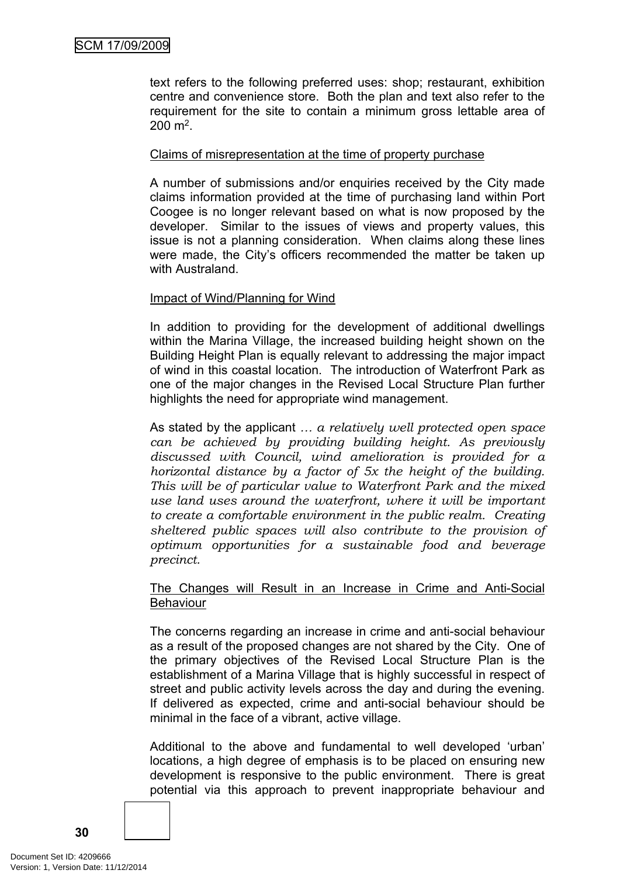text refers to the following preferred uses: shop; restaurant, exhibition centre and convenience store. Both the plan and text also refer to the requirement for the site to contain a minimum gross lettable area of 200 m$^2$.

<u>Claims of misrepresentation at the time of property purchase</u>

A number of submissions and/or enquiries received by the City made claims information provided at the time of purchasing land within Port Coogee is no longer relevant based on what is now proposed by the developer. Similar to the issues of views and property values, this issue is not a planning consideration. When claims along these lines were made, the City's officers recommended the matter be taken up with Australand.

<u>Impact of Wind/Planning for Wind</u>

In addition to providing for the development of additional dwellings within the Marina Village, the increased building height shown on the Building Height Plan is equally relevant to addressing the major impact of wind in this coastal location. The introduction of Waterfront Park as one of the major changes in the Revised Local Structure Plan further highlights the need for appropriate wind management.

As stated by the applicant *… a relatively well protected open space can be achieved by providing building height. As previously discussed with Council, wind amelioration is provided for a horizontal distance by a factor of 5x the height of the building. This will be of particular value to Waterfront Park and the mixed use land uses around the waterfront, where it will be important to create a comfortable environment in the public realm. Creating sheltered public spaces will also contribute to the provision of optimum opportunities for a sustainable food and beverage precinct.*

<u>The Changes will Result in an Increase in Crime and Anti-Social Behaviour</u>

The concerns regarding an increase in crime and anti-social behaviour as a result of the proposed changes are not shared by the City. One of the primary objectives of the Revised Local Structure Plan is the establishment of a Marina Village that is highly successful in respect of street and public activity levels across the day and during the evening. If delivered as expected, crime and anti-social behaviour should be minimal in the face of a vibrant, active village.

Additional to the above and fundamental to well developed 'urban' locations, a high degree of emphasis is to be placed on ensuring new development is responsive to the public environment. There is great potential via this approach to prevent inappropriate behaviour and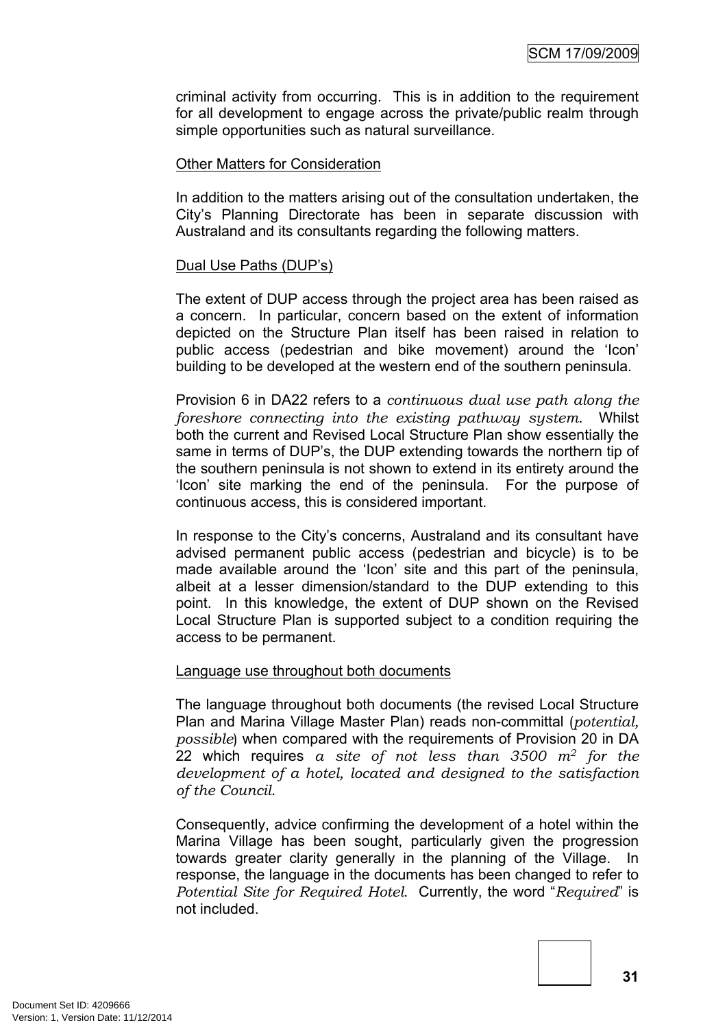criminal activity from occurring. This is in addition to the requirement for all development to engage across the private/public realm through simple opportunities such as natural surveillance.

<u>Other Matters for Consideration</u>

In addition to the matters arising out of the consultation undertaken, the City's Planning Directorate has been in separate discussion with Australand and its consultants regarding the following matters.

<u>Dual Use Paths (DUP's)</u>

The extent of DUP access through the project area has been raised as a concern. In particular, concern based on the extent of information depicted on the Structure Plan itself has been raised in relation to public access (pedestrian and bike movement) around the 'Icon' building to be developed at the western end of the southern peninsula.

Provision 6 in DA22 refers to a *continuous dual use path along the foreshore connecting into the existing pathway system*. Whilst both the current and Revised Local Structure Plan show essentially the same in terms of DUP's, the DUP extending towards the northern tip of the southern peninsula is not shown to extend in its entirety around the 'Icon' site marking the end of the peninsula. For the purpose of continuous access, this is considered important.

In response to the City's concerns, Australand and its consultant have advised permanent public access (pedestrian and bicycle) is to be made available around the 'Icon' site and this part of the peninsula, albeit at a lesser dimension/standard to the DUP extending to this point. In this knowledge, the extent of DUP shown on the Revised Local Structure Plan is supported subject to a condition requiring the access to be permanent.

<u>Language use throughout both documents</u>

The language throughout both documents (the revised Local Structure Plan and Marina Village Master Plan) reads non-committal (*potential, possible*) when compared with the requirements of Provision 20 in DA 22 which requires *a site of not less than 3500 m² for the development of a hotel, located and designed to the satisfaction of the Council*.

Consequently, advice confirming the development of a hotel within the Marina Village has been sought, particularly given the progression towards greater clarity generally in the planning of the Village. In response, the language in the documents has been changed to refer to *Potential Site for Required Hotel*. Currently, the word "*Required*" is not included.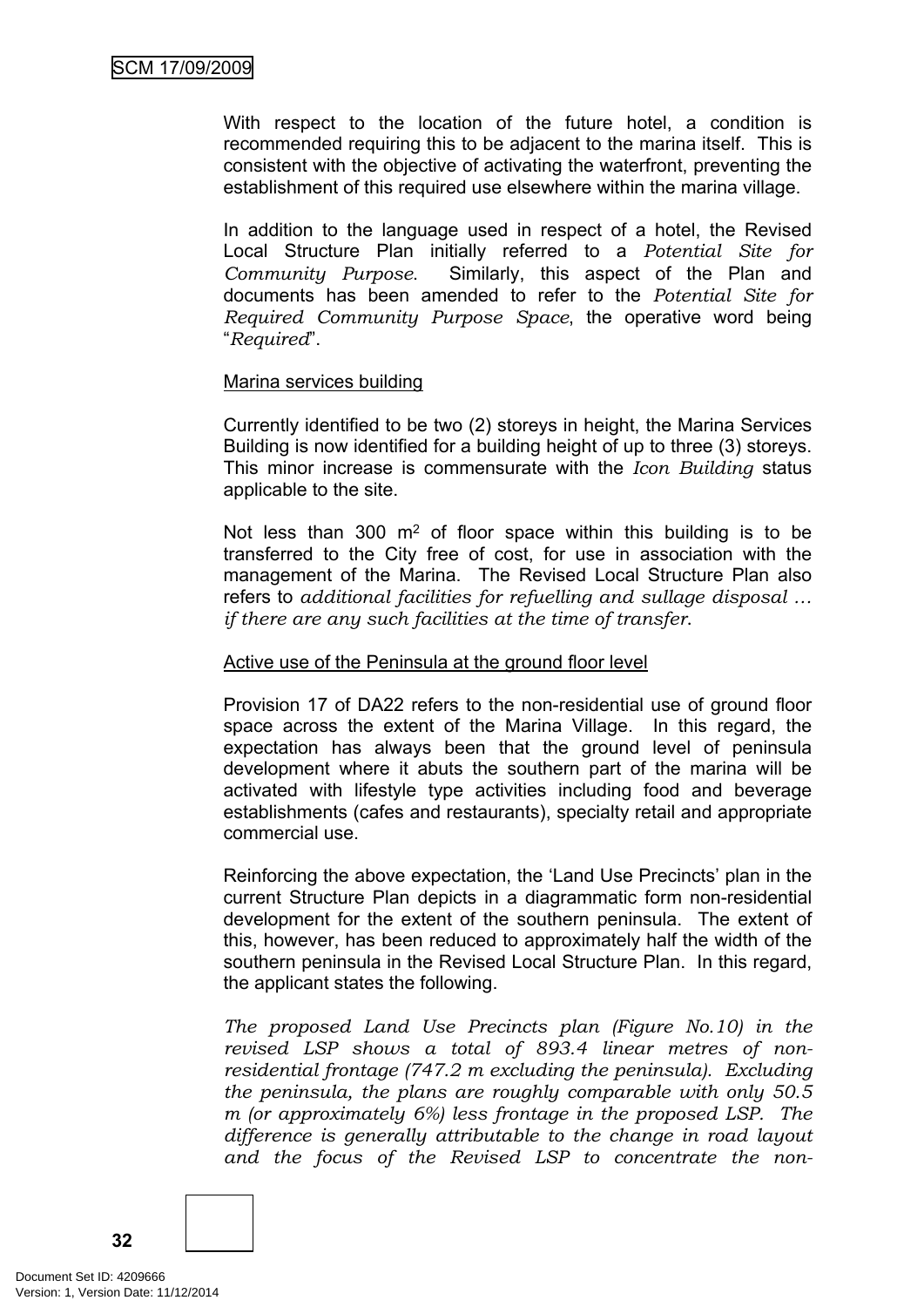With respect to the location of the future hotel, a condition is recommended requiring this to be adjacent to the marina itself. This is consistent with the objective of activating the waterfront, preventing the establishment of this required use elsewhere within the marina village.

In addition to the language used in respect of a hotel, the Revised Local Structure Plan initially referred to a *Potential Site for Community Purpose*. Similarly, this aspect of the Plan and documents has been amended to refer to the *Potential Site for Required Community Purpose Space*, the operative word being "*Required*".

Marina services building

Currently identified to be two (2) storeys in height, the Marina Services Building is now identified for a building height of up to three (3) storeys. This minor increase is commensurate with the *Icon Building* status applicable to the site.

Not less than 300 m$^2$ of floor space within this building is to be transferred to the City free of cost, for use in association with the management of the Marina. The Revised Local Structure Plan also refers to *additional facilities for refuelling and sullage disposal … if there are any such facilities at the time of transfer*.

Active use of the Peninsula at the ground floor level

Provision 17 of DA22 refers to the non-residential use of ground floor space across the extent of the Marina Village. In this regard, the expectation has always been that the ground level of peninsula development where it abuts the southern part of the marina will be activated with lifestyle type activities including food and beverage establishments (cafes and restaurants), specialty retail and appropriate commercial use.

Reinforcing the above expectation, the 'Land Use Precincts' plan in the current Structure Plan depicts in a diagrammatic form non-residential development for the extent of the southern peninsula. The extent of this, however, has been reduced to approximately half the width of the southern peninsula in the Revised Local Structure Plan. In this regard, the applicant states the following.

*The proposed Land Use Precincts plan (Figure No.10) in the revised LSP shows a total of 893.4 linear metres of non-residential frontage (747.2 m excluding the peninsula). Excluding the peninsula, the plans are roughly comparable with only 50.5 m (or approximately 6%) less frontage in the proposed LSP. The difference is generally attributable to the change in road layout and the focus of the Revised LSP to concentrate the non-*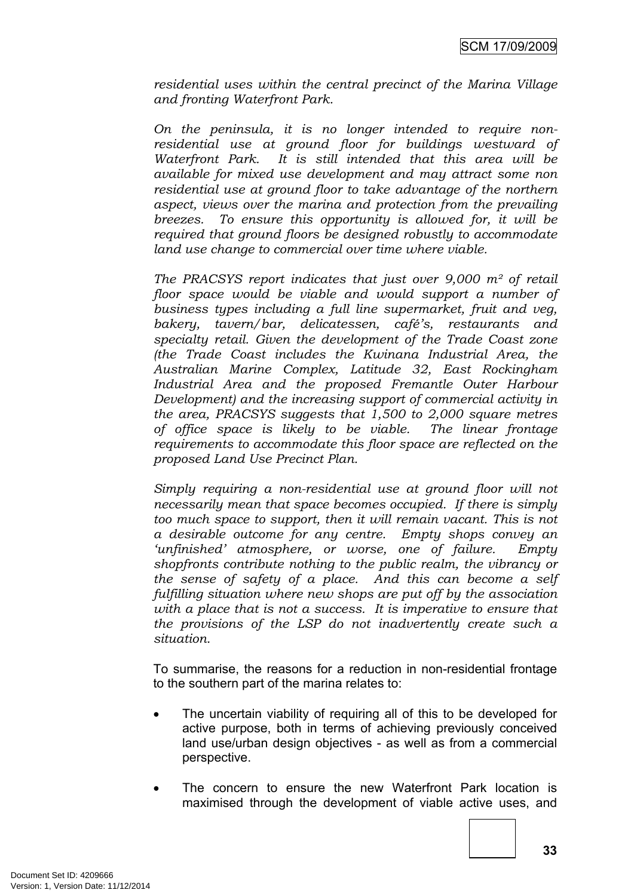*residential uses within the central precinct of the Marina Village and fronting Waterfront Park.*

*On the peninsula, it is no longer intended to require non-residential use at ground floor for buildings westward of Waterfront Park. It is still intended that this area will be available for mixed use development and may attract some non residential use at ground floor to take advantage of the northern aspect, views over the marina and protection from the prevailing breezes. To ensure this opportunity is allowed for, it will be required that ground floors be designed robustly to accommodate land use change to commercial over time where viable.*

*The PRACSYS report indicates that just over 9,000 m² of retail floor space would be viable and would support a number of business types including a full line supermarket, fruit and veg, bakery, tavern/bar, delicatessen, café's, restaurants and specialty retail. Given the development of the Trade Coast zone (the Trade Coast includes the Kwinana Industrial Area, the Australian Marine Complex, Latitude 32, East Rockingham Industrial Area and the proposed Fremantle Outer Harbour Development) and the increasing support of commercial activity in the area, PRACSYS suggests that 1,500 to 2,000 square metres of office space is likely to be viable. The linear frontage requirements to accommodate this floor space are reflected on the proposed Land Use Precinct Plan.*

*Simply requiring a non-residential use at ground floor will not necessarily mean that space becomes occupied. If there is simply too much space to support, then it will remain vacant. This is not a desirable outcome for any centre. Empty shops convey an 'unfinished' atmosphere, or worse, one of failure. Empty shopfronts contribute nothing to the public realm, the vibrancy or the sense of safety of a place. And this can become a self fulfilling situation where new shops are put off by the association with a place that is not a success. It is imperative to ensure that the provisions of the LSP do not inadvertently create such a situation.*

To summarise, the reasons for a reduction in non-residential frontage to the southern part of the marina relates to:

- The uncertain viability of requiring all of this to be developed for active purpose, both in terms of achieving previously conceived land use/urban design objectives - as well as from a commercial perspective.

- The concern to ensure the new Waterfront Park location is maximised through the development of viable active uses, and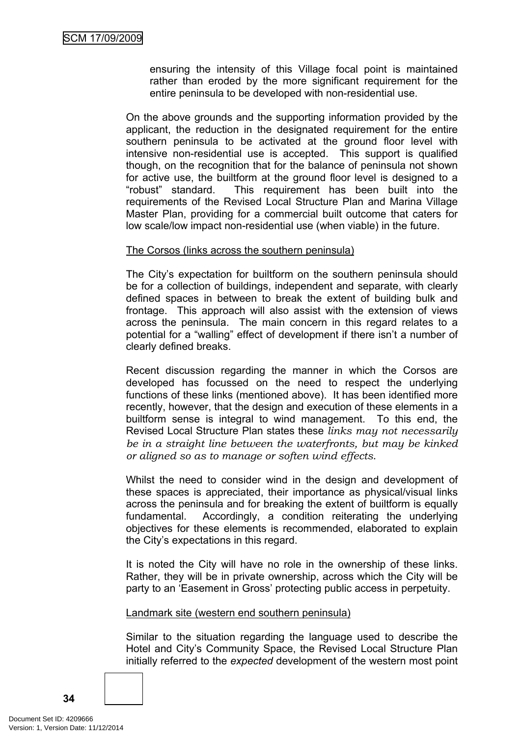ensuring the intensity of this Village focal point is maintained rather than eroded by the more significant requirement for the entire peninsula to be developed with non-residential use.

On the above grounds and the supporting information provided by the applicant, the reduction in the designated requirement for the entire southern peninsula to be activated at the ground floor level with intensive non-residential use is accepted. This support is qualified though, on the recognition that for the balance of peninsula not shown for active use, the builtform at the ground floor level is designed to a "robust" standard. This requirement has been built into the requirements of the Revised Local Structure Plan and Marina Village Master Plan, providing for a commercial built outcome that caters for low scale/low impact non-residential use (when viable) in the future.

The Corsos (links across the southern peninsula)

The City's expectation for builtform on the southern peninsula should be for a collection of buildings, independent and separate, with clearly defined spaces in between to break the extent of building bulk and frontage. This approach will also assist with the extension of views across the peninsula. The main concern in this regard relates to a potential for a "walling" effect of development if there isn't a number of clearly defined breaks.

Recent discussion regarding the manner in which the Corsos are developed has focussed on the need to respect the underlying functions of these links (mentioned above). It has been identified more recently, however, that the design and execution of these elements in a builtform sense is integral to wind management. To this end, the Revised Local Structure Plan states these *links may not necessarily be in a straight line between the waterfronts, but may be kinked or aligned so as to manage or soften wind effects.*

Whilst the need to consider wind in the design and development of these spaces is appreciated, their importance as physical/visual links across the peninsula and for breaking the extent of builtform is equally fundamental. Accordingly, a condition reiterating the underlying objectives for these elements is recommended, elaborated to explain the City's expectations in this regard.

It is noted the City will have no role in the ownership of these links. Rather, they will be in private ownership, across which the City will be party to an 'Easement in Gross' protecting public access in perpetuity.

Landmark site (western end southern peninsula)

Similar to the situation regarding the language used to describe the Hotel and City's Community Space, the Revised Local Structure Plan initially referred to the *expected* development of the western most point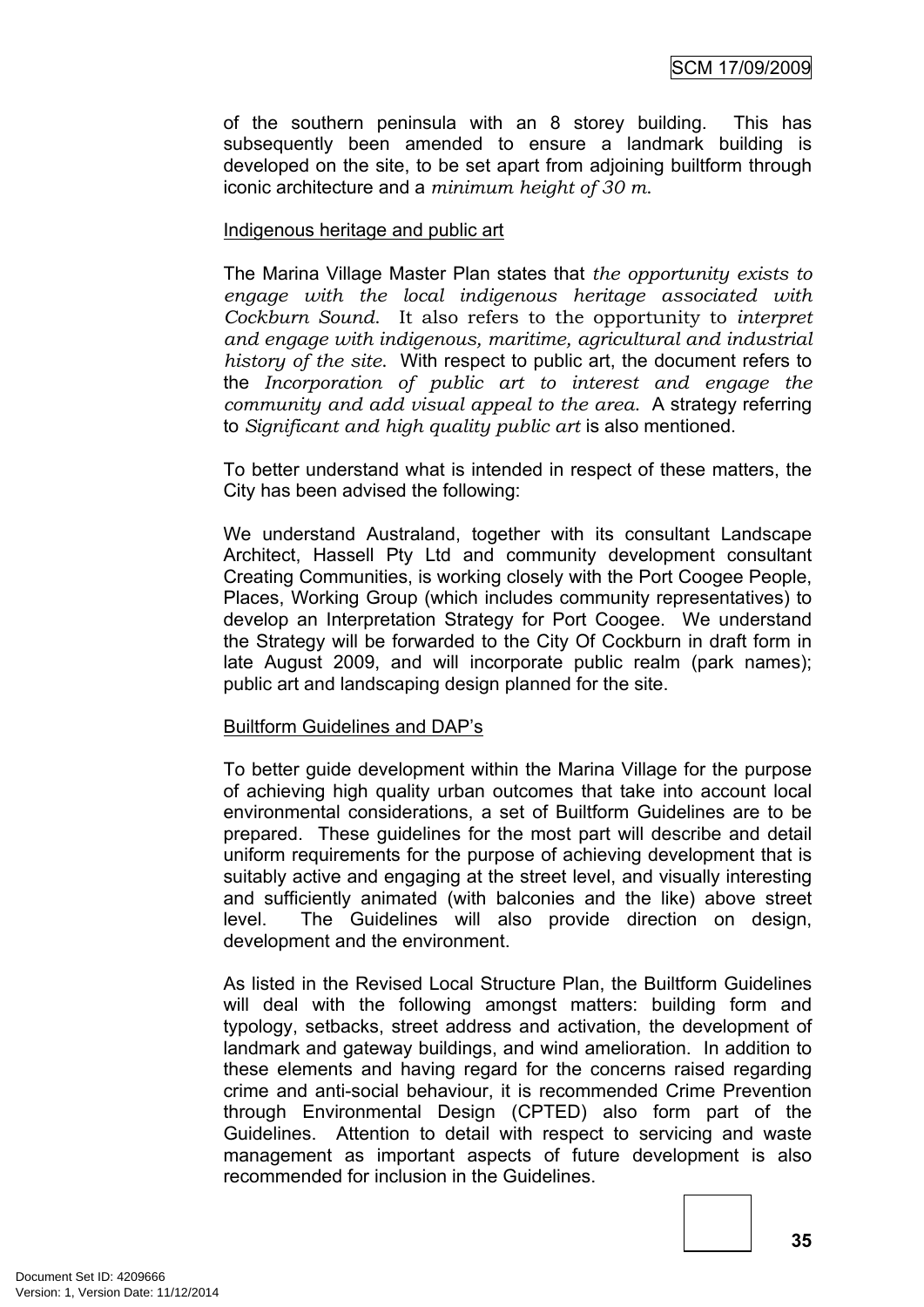of the southern peninsula with an 8 storey building. This has subsequently been amended to ensure a landmark building is developed on the site, to be set apart from adjoining builtform through iconic architecture and a *minimum height of 30 m*.

Indigenous heritage and public art

The Marina Village Master Plan states that *the opportunity exists to engage with the local indigenous heritage associated with Cockburn Sound*. It also refers to the opportunity to *interpret and engage with indigenous, maritime, agricultural and industrial history of the site*. With respect to public art, the document refers to the *Incorporation of public art to interest and engage the community and add visual appeal to the area*. A strategy referring to *Significant and high quality public art* is also mentioned.

To better understand what is intended in respect of these matters, the City has been advised the following:

We understand Australand, together with its consultant Landscape Architect, Hassell Pty Ltd and community development consultant Creating Communities, is working closely with the Port Coogee People, Places, Working Group (which includes community representatives) to develop an Interpretation Strategy for Port Coogee. We understand the Strategy will be forwarded to the City Of Cockburn in draft form in late August 2009, and will incorporate public realm (park names); public art and landscaping design planned for the site.

Builtform Guidelines and DAP's

To better guide development within the Marina Village for the purpose of achieving high quality urban outcomes that take into account local environmental considerations, a set of Builtform Guidelines are to be prepared. These guidelines for the most part will describe and detail uniform requirements for the purpose of achieving development that is suitably active and engaging at the street level, and visually interesting and sufficiently animated (with balconies and the like) above street level. The Guidelines will also provide direction on design, development and the environment.

As listed in the Revised Local Structure Plan, the Builtform Guidelines will deal with the following amongst matters: building form and typology, setbacks, street address and activation, the development of landmark and gateway buildings, and wind amelioration. In addition to these elements and having regard for the concerns raised regarding crime and anti-social behaviour, it is recommended Crime Prevention through Environmental Design (CPTED) also form part of the Guidelines. Attention to detail with respect to servicing and waste management as important aspects of future development is also recommended for inclusion in the Guidelines.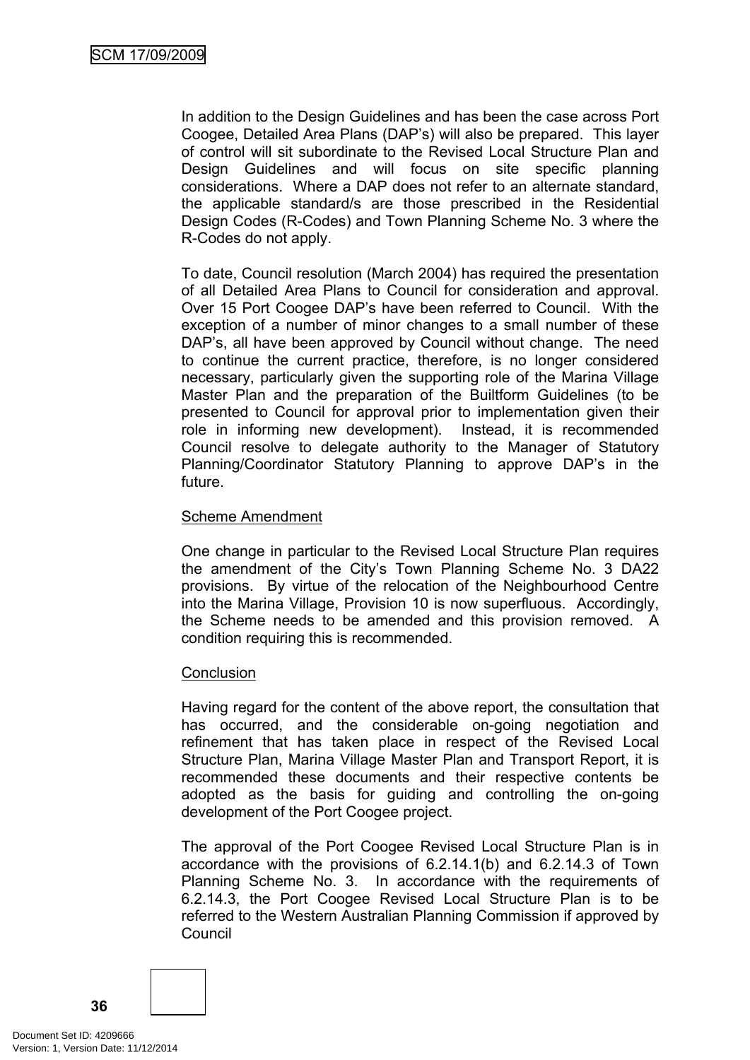In addition to the Design Guidelines and has been the case across Port Coogee, Detailed Area Plans (DAP's) will also be prepared. This layer of control will sit subordinate to the Revised Local Structure Plan and Design Guidelines and will focus on site specific planning considerations. Where a DAP does not refer to an alternate standard, the applicable standard/s are those prescribed in the Residential Design Codes (R-Codes) and Town Planning Scheme No. 3 where the R-Codes do not apply.

To date, Council resolution (March 2004) has required the presentation of all Detailed Area Plans to Council for consideration and approval. Over 15 Port Coogee DAP's have been referred to Council. With the exception of a number of minor changes to a small number of these DAP's, all have been approved by Council without change. The need to continue the current practice, therefore, is no longer considered necessary, particularly given the supporting role of the Marina Village Master Plan and the preparation of the Builtform Guidelines (to be presented to Council for approval prior to implementation given their role in informing new development). Instead, it is recommended Council resolve to delegate authority to the Manager of Statutory Planning/Coordinator Statutory Planning to approve DAP's in the future.

<u>Scheme Amendment</u>

One change in particular to the Revised Local Structure Plan requires the amendment of the City's Town Planning Scheme No. 3 DA22 provisions. By virtue of the relocation of the Neighbourhood Centre into the Marina Village, Provision 10 is now superfluous. Accordingly, the Scheme needs to be amended and this provision removed. A condition requiring this is recommended.

<u>Conclusion</u>

Having regard for the content of the above report, the consultation that has occurred, and the considerable on-going negotiation and refinement that has taken place in respect of the Revised Local Structure Plan, Marina Village Master Plan and Transport Report, it is recommended these documents and their respective contents be adopted as the basis for guiding and controlling the on-going development of the Port Coogee project.

The approval of the Port Coogee Revised Local Structure Plan is in accordance with the provisions of 6.2.14.1(b) and 6.2.14.3 of Town Planning Scheme No. 3. In accordance with the requirements of 6.2.14.3, the Port Coogee Revised Local Structure Plan is to be referred to the Western Australian Planning Commission if approved by Council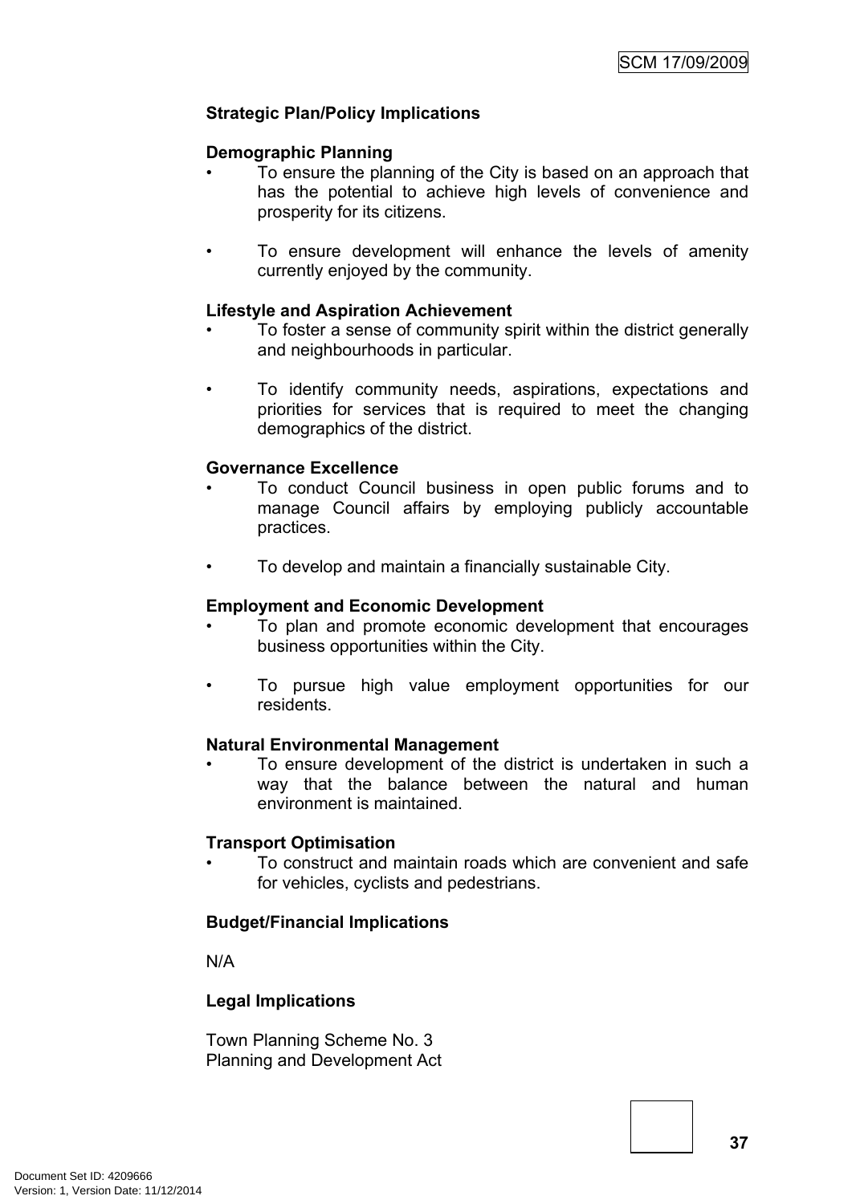**Strategic Plan/Policy Implications**

**Demographic Planning**

- To ensure the planning of the City is based on an approach that has the potential to achieve high levels of convenience and prosperity for its citizens.

- To ensure development will enhance the levels of amenity currently enjoyed by the community.

**Lifestyle and Aspiration Achievement**

- To foster a sense of community spirit within the district generally and neighbourhoods in particular.

- To identify community needs, aspirations, expectations and priorities for services that is required to meet the changing demographics of the district.

**Governance Excellence**

- To conduct Council business in open public forums and to manage Council affairs by employing publicly accountable practices.

- To develop and maintain a financially sustainable City.

**Employment and Economic Development**

- To plan and promote economic development that encourages business opportunities within the City.

- To pursue high value employment opportunities for our residents.

**Natural Environmental Management**

- To ensure development of the district is undertaken in such a way that the balance between the natural and human environment is maintained.

**Transport Optimisation**

- To construct and maintain roads which are convenient and safe for vehicles, cyclists and pedestrians.

**Budget/Financial Implications**

N/A

**Legal Implications**

Town Planning Scheme No. 3
Planning and Development Act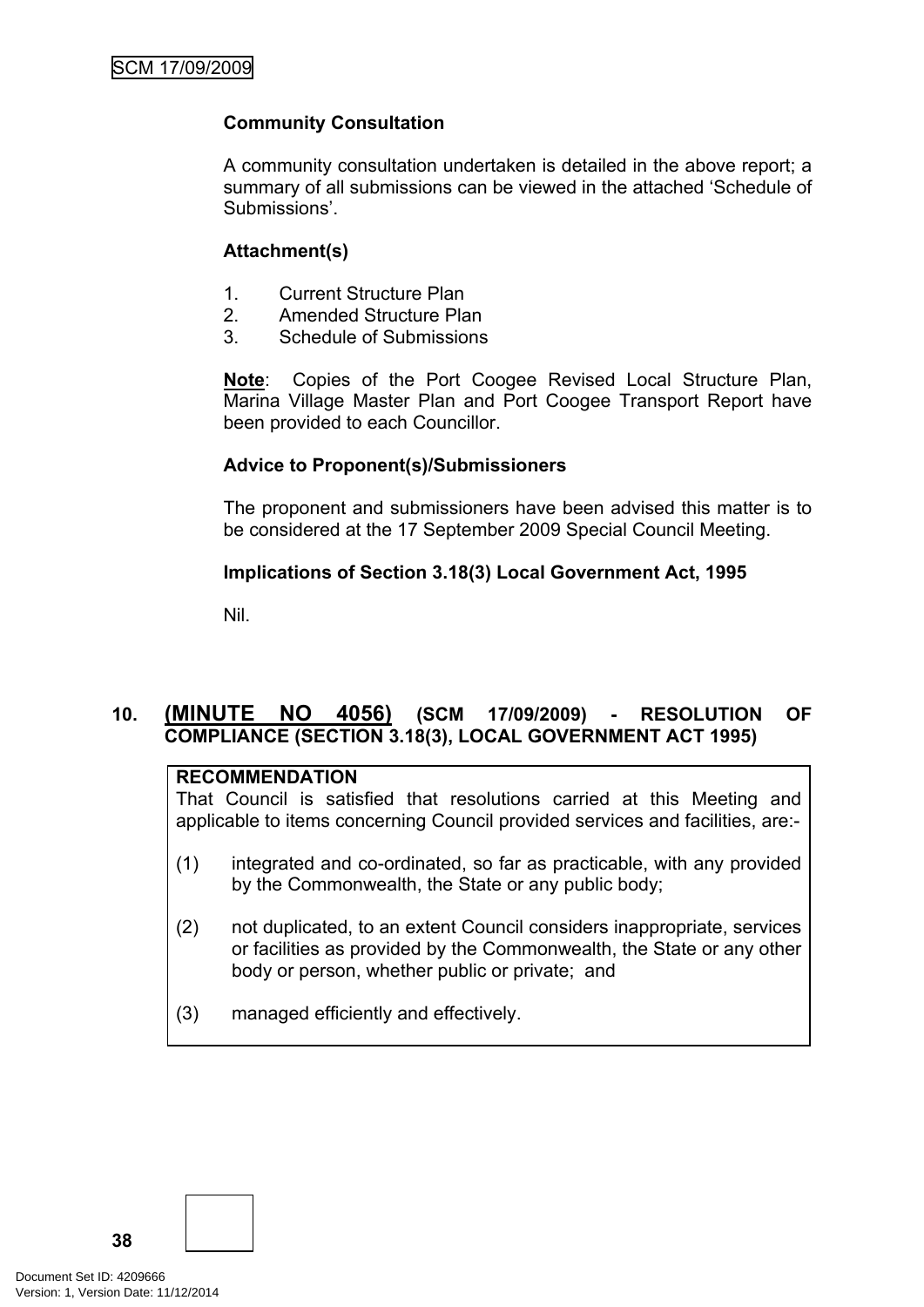**Community Consultation**

A community consultation undertaken is detailed in the above report; a summary of all submissions can be viewed in the attached 'Schedule of Submissions'.

**Attachment(s)**

1. Current Structure Plan
2. Amended Structure Plan
3. Schedule of Submissions

**Note**: Copies of the Port Coogee Revised Local Structure Plan, Marina Village Master Plan and Port Coogee Transport Report have been provided to each Councillor.

**Advice to Proponent(s)/Submissioners**

The proponent and submissioners have been advised this matter is to be considered at the 17 September 2009 Special Council Meeting.

**Implications of Section 3.18(3) Local Government Act, 1995**

Nil.

## 10. (MINUTE NO 4056) (SCM 17/09/2009) - RESOLUTION OF COMPLIANCE (SECTION 3.18(3), LOCAL GOVERNMENT ACT 1995)

**RECOMMENDATION**

That Council is satisfied that resolutions carried at this Meeting and applicable to items concerning Council provided services and facilities, are:-

(1) integrated and co-ordinated, so far as practicable, with any provided by the Commonwealth, the State or any public body;

(2) not duplicated, to an extent Council considers inappropriate, services or facilities as provided by the Commonwealth, the State or any other body or person, whether public or private; and

(3) managed efficiently and effectively.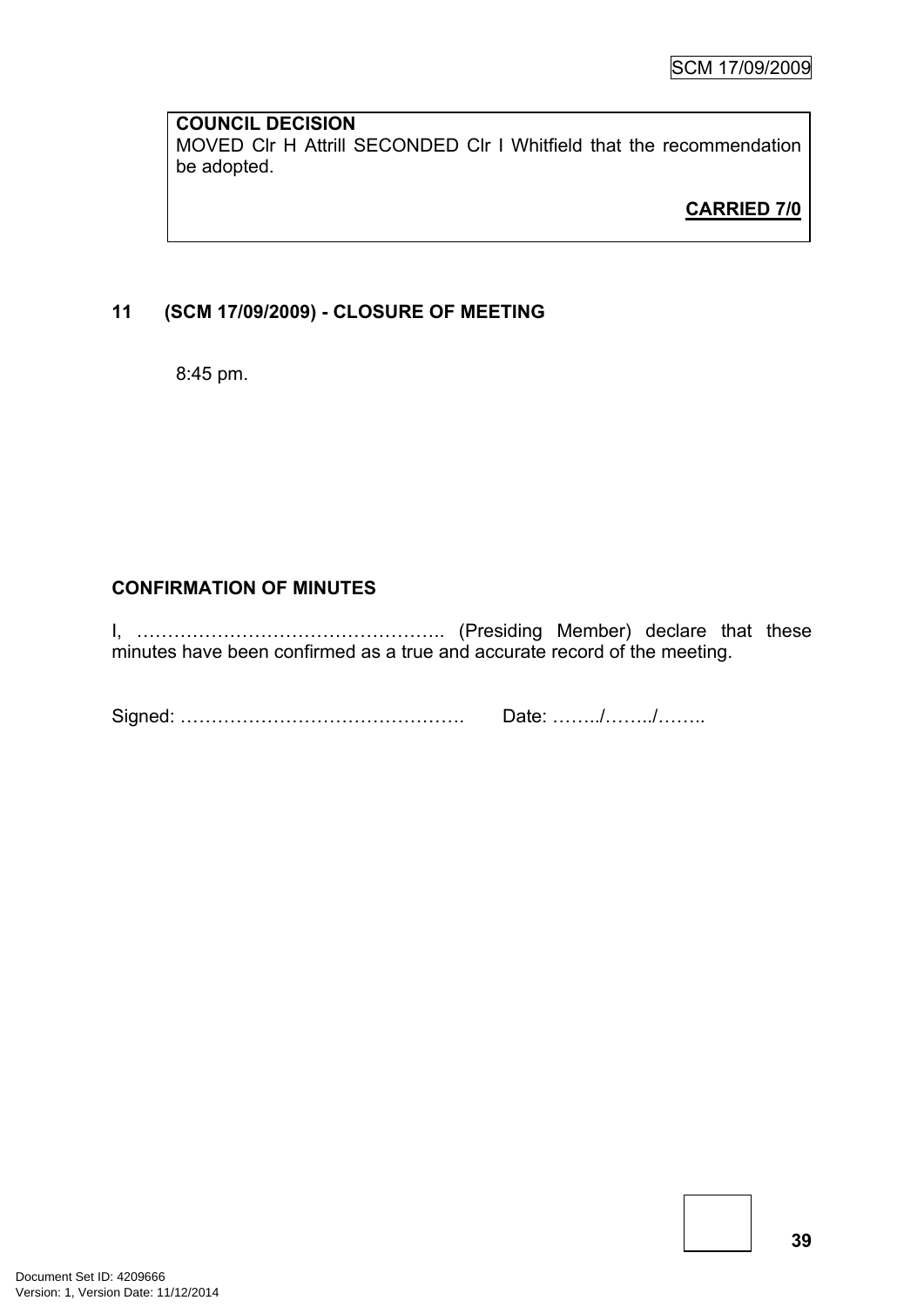**COUNCIL DECISION**
MOVED Clr H Attrill SECONDED Clr I Whitfield that the recommendation be adopted.

**CARRIED 7/0**

## 11 (SCM 17/09/2009) - CLOSURE OF MEETING

8:45 pm.

**CONFIRMATION OF MINUTES**

I, ………………………………………….. (Presiding Member) declare that these minutes have been confirmed as a true and accurate record of the meeting.

Signed: ………………………………………. Date: ……../……../……..